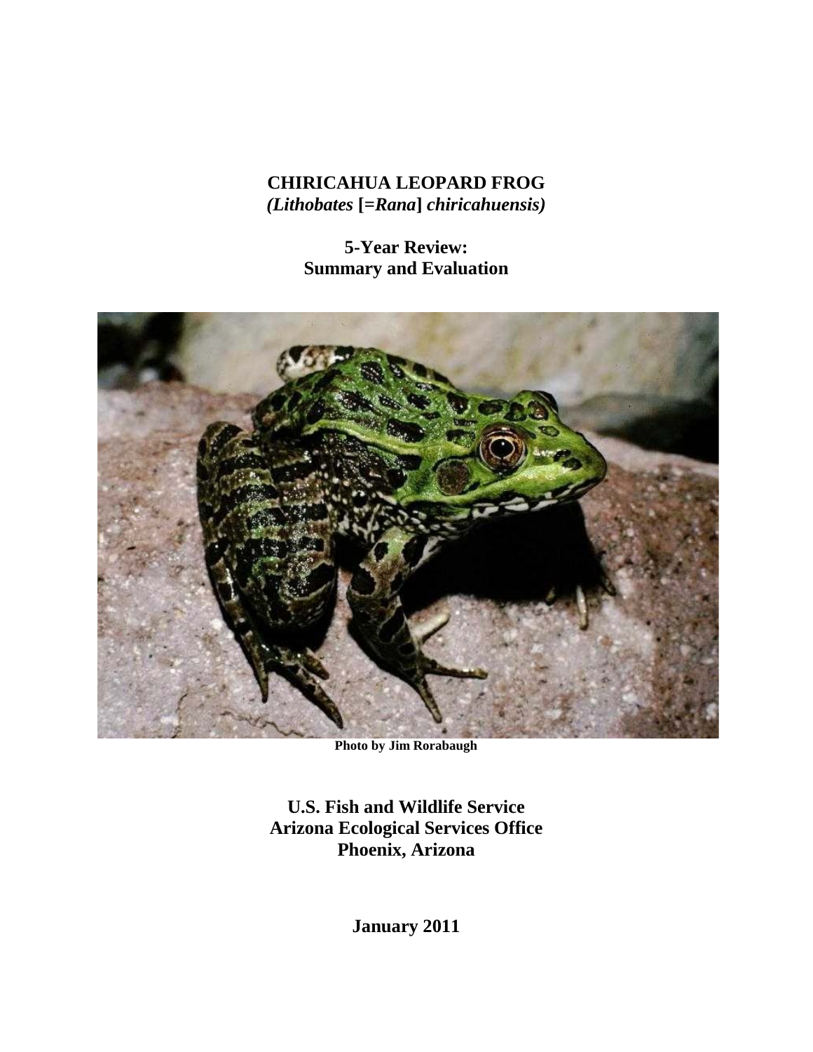# CHIRICAHUA LEOPARD FROG
***(Lithobates* [=*Rana*] *chiricahuensis)***

## 5-Year Review:
## Summary and Evaluation

**Photo by Jim Rorabaugh**

**U.S. Fish and Wildlife Service**
**Arizona Ecological Services Office**
**Phoenix, Arizona**

**January 2011**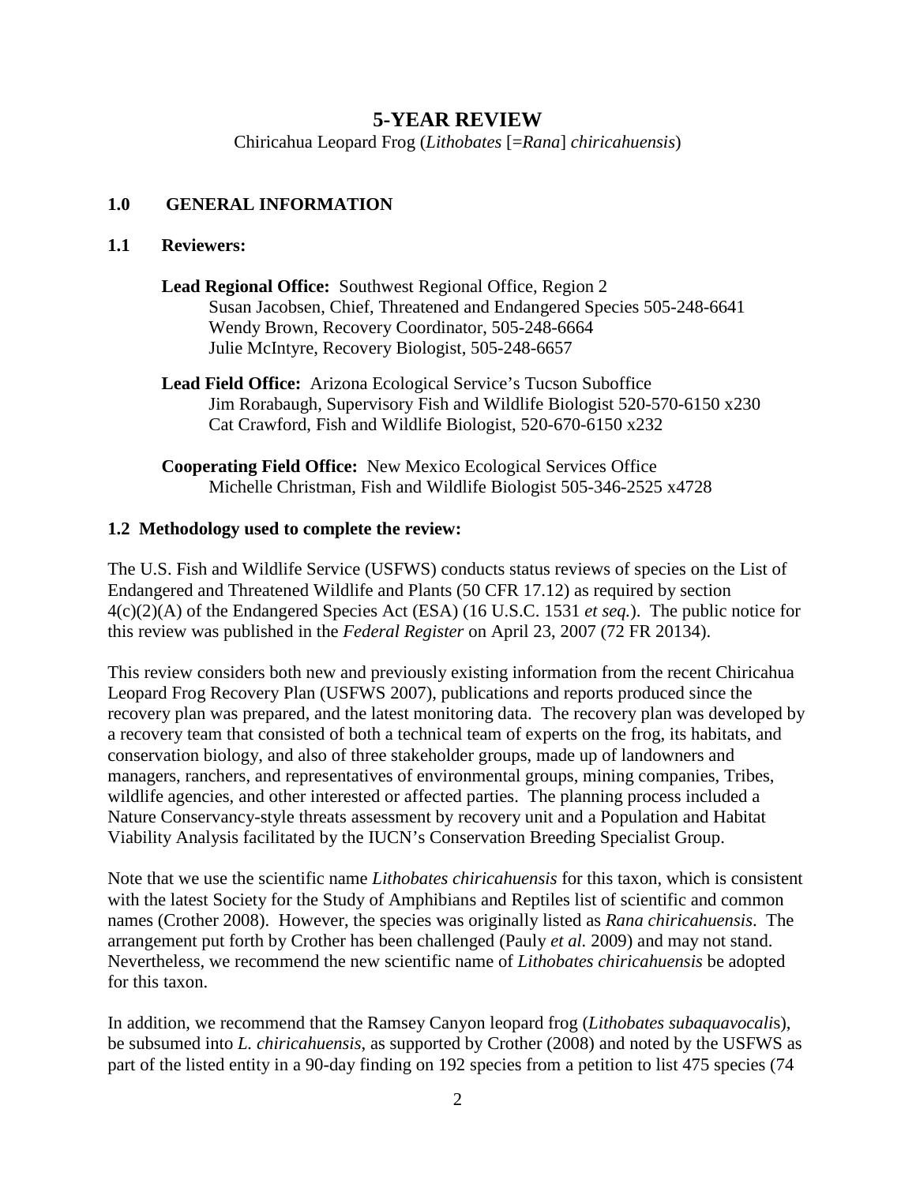# 5-YEAR REVIEW

Chiricahua Leopard Frog (*Lithobates* [=*Rana*] *chiricahuensis*)

## 1.0 GENERAL INFORMATION

### 1.1 Reviewers:

**Lead Regional Office:** Southwest Regional Office, Region 2
Susan Jacobsen, Chief, Threatened and Endangered Species 505-248-6641
Wendy Brown, Recovery Coordinator, 505-248-6664
Julie McIntyre, Recovery Biologist, 505-248-6657

**Lead Field Office:** Arizona Ecological Service's Tucson Suboffice
Jim Rorabaugh, Supervisory Fish and Wildlife Biologist 520-570-6150 x230
Cat Crawford, Fish and Wildlife Biologist, 520-670-6150 x232

**Cooperating Field Office:** New Mexico Ecological Services Office
Michelle Christman, Fish and Wildlife Biologist 505-346-2525 x4728

### 1.2 Methodology used to complete the review:

The U.S. Fish and Wildlife Service (USFWS) conducts status reviews of species on the List of Endangered and Threatened Wildlife and Plants (50 CFR 17.12) as required by section 4(c)(2)(A) of the Endangered Species Act (ESA) (16 U.S.C. 1531 *et seq.*). The public notice for this review was published in the *Federal Register* on April 23, 2007 (72 FR 20134).

This review considers both new and previously existing information from the recent Chiricahua Leopard Frog Recovery Plan (USFWS 2007), publications and reports produced since the recovery plan was prepared, and the latest monitoring data. The recovery plan was developed by a recovery team that consisted of both a technical team of experts on the frog, its habitats, and conservation biology, and also of three stakeholder groups, made up of landowners and managers, ranchers, and representatives of environmental groups, mining companies, Tribes, wildlife agencies, and other interested or affected parties. The planning process included a Nature Conservancy-style threats assessment by recovery unit and a Population and Habitat Viability Analysis facilitated by the IUCN's Conservation Breeding Specialist Group.

Note that we use the scientific name *Lithobates chiricahuensis* for this taxon, which is consistent with the latest Society for the Study of Amphibians and Reptiles list of scientific and common names (Crother 2008). However, the species was originally listed as *Rana chiricahuensis*. The arrangement put forth by Crother has been challenged (Pauly *et al.* 2009) and may not stand. Nevertheless, we recommend the new scientific name of *Lithobates chiricahuensis* be adopted for this taxon.

In addition, we recommend that the Ramsey Canyon leopard frog (*Lithobates subaquavocalis*), be subsumed into *L. chiricahuensis*, as supported by Crother (2008) and noted by the USFWS as part of the listed entity in a 90-day finding on 192 species from a petition to list 475 species (74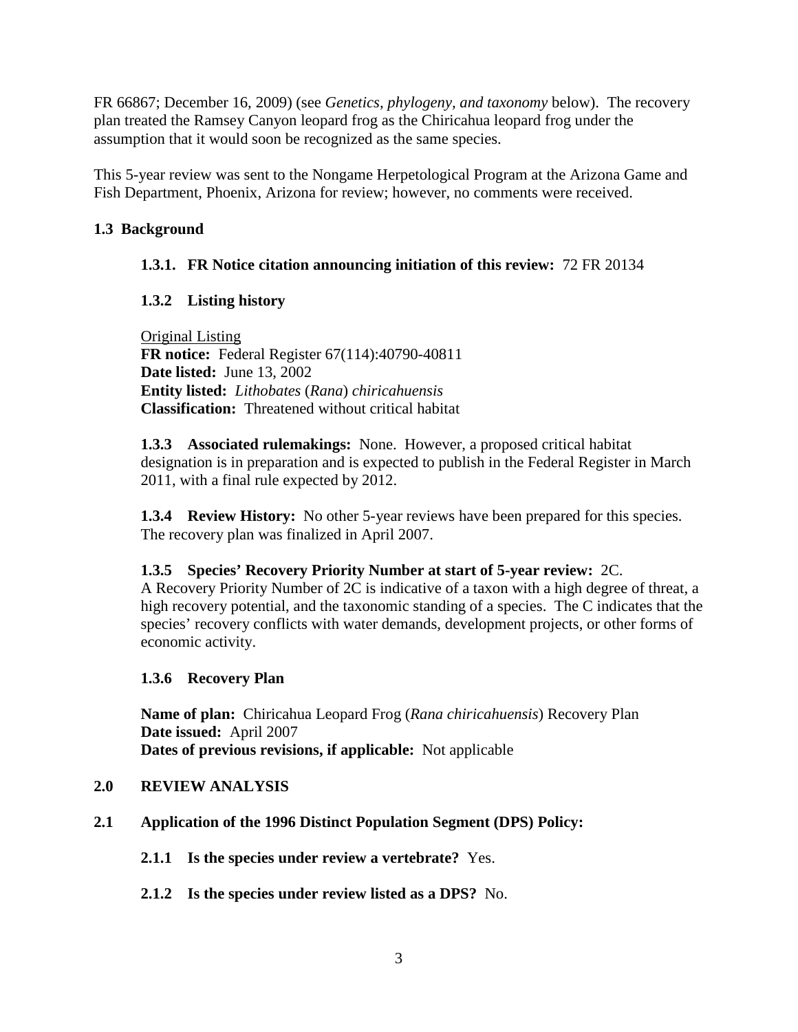FR 66867; December 16, 2009) (see *Genetics, phylogeny, and taxonomy* below). The recovery plan treated the Ramsey Canyon leopard frog as the Chiricahua leopard frog under the assumption that it would soon be recognized as the same species.

This 5-year review was sent to the Nongame Herpetological Program at the Arizona Game and Fish Department, Phoenix, Arizona for review; however, no comments were received.

## 1.3 Background

### 1.3.1. FR Notice citation announcing initiation of this review: 72 FR 20134

### 1.3.2 Listing history

Original Listing
**FR notice:** Federal Register 67(114):40790-40811
**Date listed:** June 13, 2002
**Entity listed:** *Lithobates* (*Rana*) *chiricahuensis*
**Classification:** Threatened without critical habitat

**1.3.3 Associated rulemakings:** None. However, a proposed critical habitat designation is in preparation and is expected to publish in the Federal Register in March 2011, with a final rule expected by 2012.

**1.3.4 Review History:** No other 5-year reviews have been prepared for this species. The recovery plan was finalized in April 2007.

**1.3.5 Species' Recovery Priority Number at start of 5-year review:** 2C.
A Recovery Priority Number of 2C is indicative of a taxon with a high degree of threat, a high recovery potential, and the taxonomic standing of a species. The C indicates that the species' recovery conflicts with water demands, development projects, or other forms of economic activity.

### 1.3.6 Recovery Plan

**Name of plan:** Chiricahua Leopard Frog (*Rana chiricahuensis*) Recovery Plan
**Date issued:** April 2007
**Dates of previous revisions, if applicable:** Not applicable

# 2.0 REVIEW ANALYSIS

## 2.1 Application of the 1996 Distinct Population Segment (DPS) Policy:

**2.1.1 Is the species under review a vertebrate?** Yes.

**2.1.2 Is the species under review listed as a DPS?** No.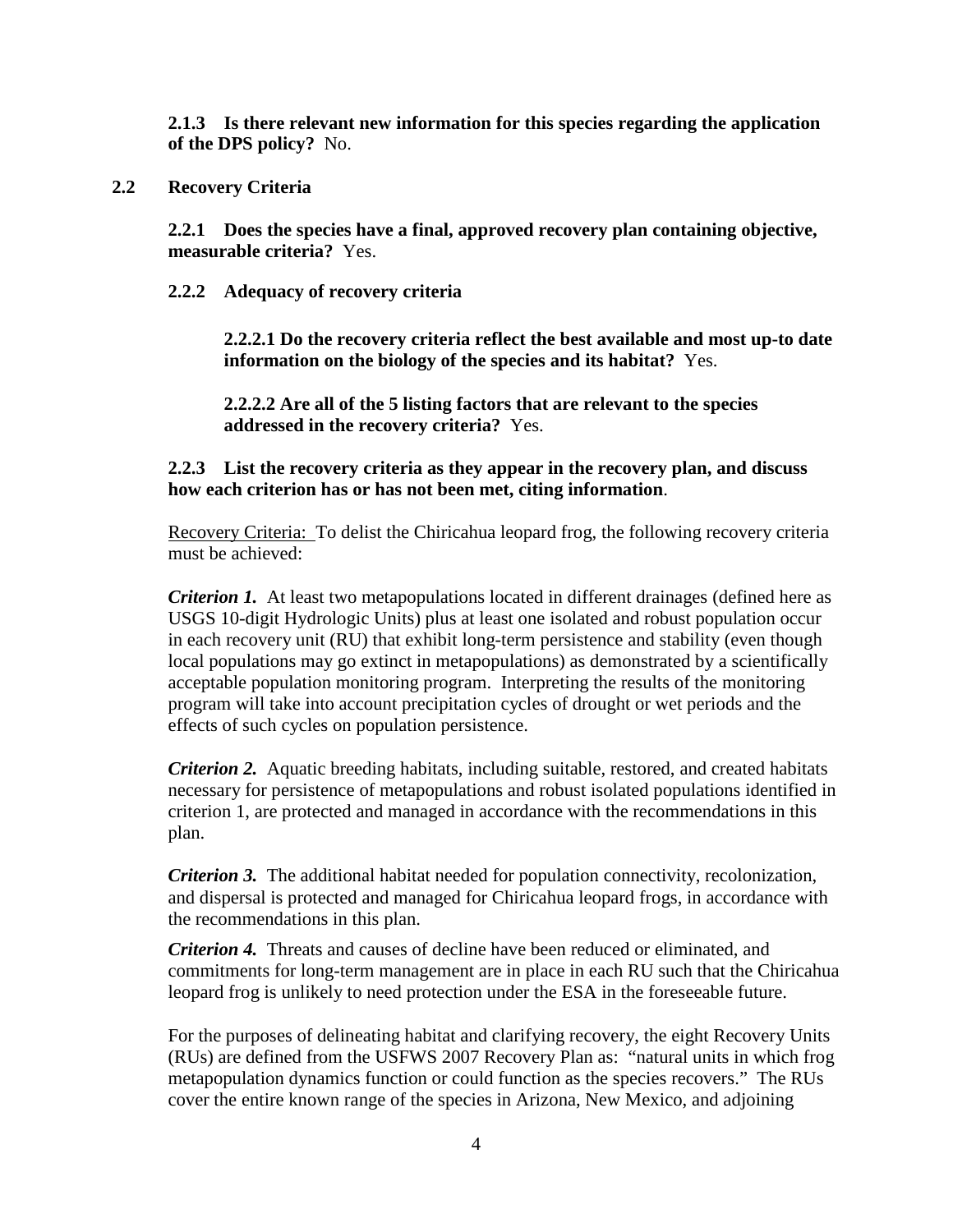**2.1.3 Is there relevant new information for this species regarding the application of the DPS policy?** No.

## 2.2 Recovery Criteria

**2.2.1 Does the species have a final, approved recovery plan containing objective, measurable criteria?** Yes.

**2.2.2 Adequacy of recovery criteria**

**2.2.2.1 Do the recovery criteria reflect the best available and most up-to date information on the biology of the species and its habitat?** Yes.

**2.2.2.2 Are all of the 5 listing factors that are relevant to the species addressed in the recovery criteria?** Yes.

**2.2.3 List the recovery criteria as they appear in the recovery plan, and discuss how each criterion has or has not been met, citing information**.

Recovery Criteria: To delist the Chiricahua leopard frog, the following recovery criteria must be achieved:

***Criterion 1.*** At least two metapopulations located in different drainages (defined here as USGS 10-digit Hydrologic Units) plus at least one isolated and robust population occur in each recovery unit (RU) that exhibit long-term persistence and stability (even though local populations may go extinct in metapopulations) as demonstrated by a scientifically acceptable population monitoring program. Interpreting the results of the monitoring program will take into account precipitation cycles of drought or wet periods and the effects of such cycles on population persistence.

***Criterion 2.*** Aquatic breeding habitats, including suitable, restored, and created habitats necessary for persistence of metapopulations and robust isolated populations identified in criterion 1, are protected and managed in accordance with the recommendations in this plan.

***Criterion 3.*** The additional habitat needed for population connectivity, recolonization, and dispersal is protected and managed for Chiricahua leopard frogs, in accordance with the recommendations in this plan.

***Criterion 4.*** Threats and causes of decline have been reduced or eliminated, and commitments for long-term management are in place in each RU such that the Chiricahua leopard frog is unlikely to need protection under the ESA in the foreseeable future.

For the purposes of delineating habitat and clarifying recovery, the eight Recovery Units (RUs) are defined from the USFWS 2007 Recovery Plan as: "natural units in which frog metapopulation dynamics function or could function as the species recovers." The RUs cover the entire known range of the species in Arizona, New Mexico, and adjoining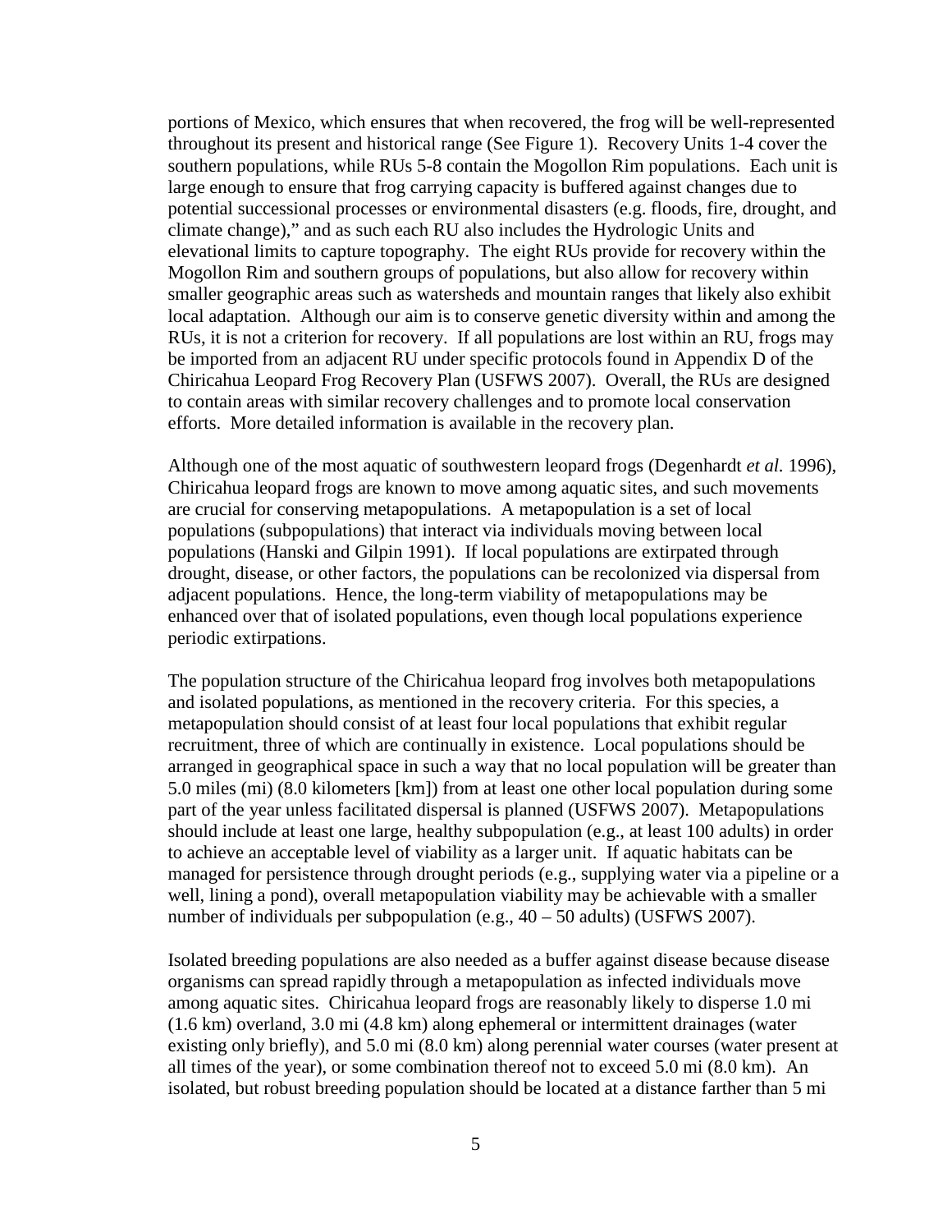portions of Mexico, which ensures that when recovered, the frog will be well-represented throughout its present and historical range (See Figure 1). Recovery Units 1-4 cover the southern populations, while RUs 5-8 contain the Mogollon Rim populations. Each unit is large enough to ensure that frog carrying capacity is buffered against changes due to potential successional processes or environmental disasters (e.g. floods, fire, drought, and climate change)," and as such each RU also includes the Hydrologic Units and elevational limits to capture topography. The eight RUs provide for recovery within the Mogollon Rim and southern groups of populations, but also allow for recovery within smaller geographic areas such as watersheds and mountain ranges that likely also exhibit local adaptation. Although our aim is to conserve genetic diversity within and among the RUs, it is not a criterion for recovery. If all populations are lost within an RU, frogs may be imported from an adjacent RU under specific protocols found in Appendix D of the Chiricahua Leopard Frog Recovery Plan (USFWS 2007). Overall, the RUs are designed to contain areas with similar recovery challenges and to promote local conservation efforts. More detailed information is available in the recovery plan.

Although one of the most aquatic of southwestern leopard frogs (Degenhardt *et al.* 1996), Chiricahua leopard frogs are known to move among aquatic sites, and such movements are crucial for conserving metapopulations. A metapopulation is a set of local populations (subpopulations) that interact via individuals moving between local populations (Hanski and Gilpin 1991). If local populations are extirpated through drought, disease, or other factors, the populations can be recolonized via dispersal from adjacent populations. Hence, the long-term viability of metapopulations may be enhanced over that of isolated populations, even though local populations experience periodic extirpations.

The population structure of the Chiricahua leopard frog involves both metapopulations and isolated populations, as mentioned in the recovery criteria. For this species, a metapopulation should consist of at least four local populations that exhibit regular recruitment, three of which are continually in existence. Local populations should be arranged in geographical space in such a way that no local population will be greater than 5.0 miles (mi) (8.0 kilometers [km]) from at least one other local population during some part of the year unless facilitated dispersal is planned (USFWS 2007). Metapopulations should include at least one large, healthy subpopulation (e.g., at least 100 adults) in order to achieve an acceptable level of viability as a larger unit. If aquatic habitats can be managed for persistence through drought periods (e.g., supplying water via a pipeline or a well, lining a pond), overall metapopulation viability may be achievable with a smaller number of individuals per subpopulation (e.g., 40 – 50 adults) (USFWS 2007).

Isolated breeding populations are also needed as a buffer against disease because disease organisms can spread rapidly through a metapopulation as infected individuals move among aquatic sites. Chiricahua leopard frogs are reasonably likely to disperse 1.0 mi (1.6 km) overland, 3.0 mi (4.8 km) along ephemeral or intermittent drainages (water existing only briefly), and 5.0 mi (8.0 km) along perennial water courses (water present at all times of the year), or some combination thereof not to exceed 5.0 mi (8.0 km). An isolated, but robust breeding population should be located at a distance farther than 5 mi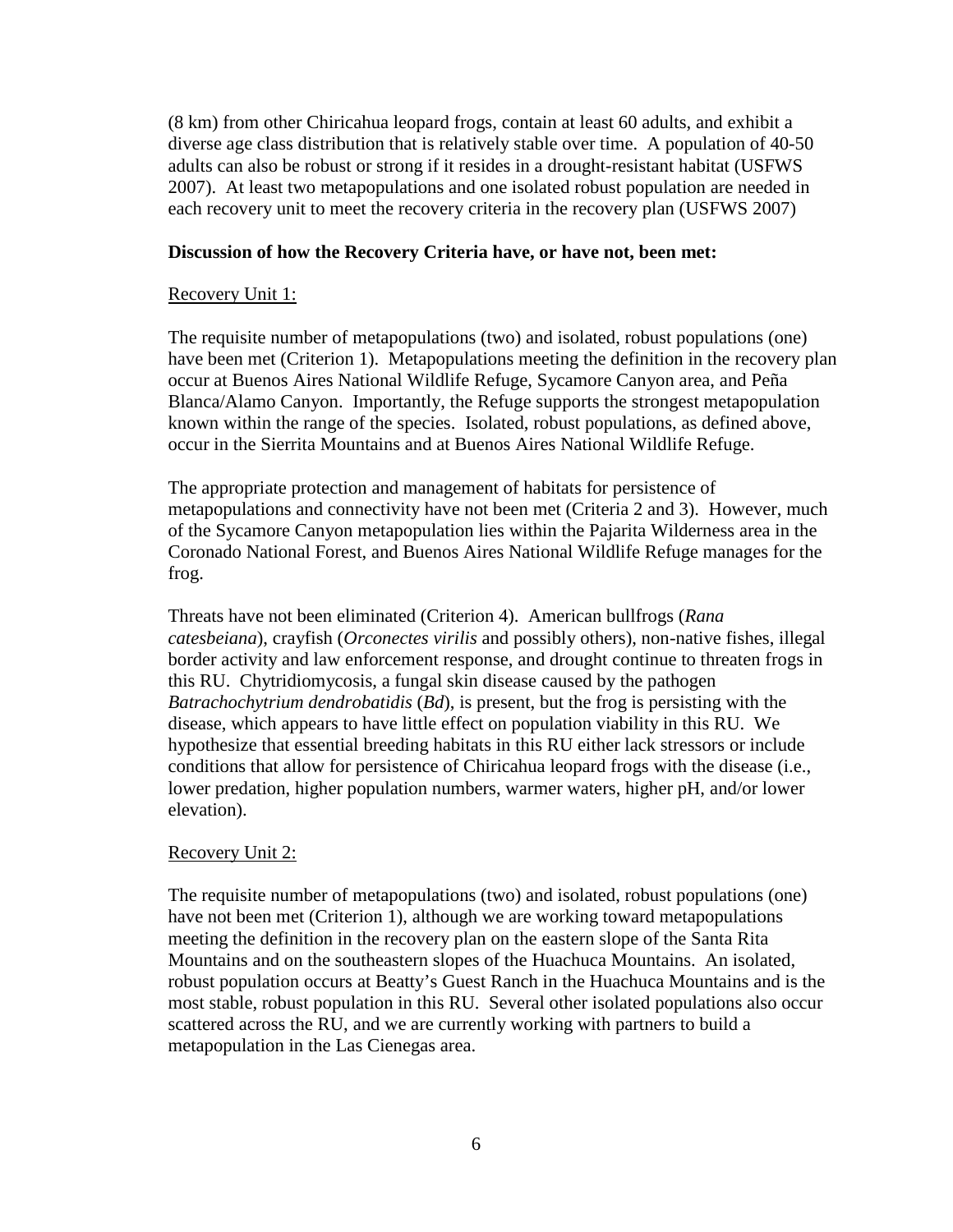(8 km) from other Chiricahua leopard frogs, contain at least 60 adults, and exhibit a diverse age class distribution that is relatively stable over time. A population of 40-50 adults can also be robust or strong if it resides in a drought-resistant habitat (USFWS 2007). At least two metapopulations and one isolated robust population are needed in each recovery unit to meet the recovery criteria in the recovery plan (USFWS 2007)

**Discussion of how the Recovery Criteria have, or have not, been met:**

Recovery Unit 1:

The requisite number of metapopulations (two) and isolated, robust populations (one) have been met (Criterion 1). Metapopulations meeting the definition in the recovery plan occur at Buenos Aires National Wildlife Refuge, Sycamore Canyon area, and Peña Blanca/Alamo Canyon. Importantly, the Refuge supports the strongest metapopulation known within the range of the species. Isolated, robust populations, as defined above, occur in the Sierrita Mountains and at Buenos Aires National Wildlife Refuge.

The appropriate protection and management of habitats for persistence of metapopulations and connectivity have not been met (Criteria 2 and 3). However, much of the Sycamore Canyon metapopulation lies within the Pajarita Wilderness area in the Coronado National Forest, and Buenos Aires National Wildlife Refuge manages for the frog.

Threats have not been eliminated (Criterion 4). American bullfrogs (*Rana catesbeiana*), crayfish (*Orconectes virilis* and possibly others), non-native fishes, illegal border activity and law enforcement response, and drought continue to threaten frogs in this RU. Chytridiomycosis, a fungal skin disease caused by the pathogen *Batrachochytrium dendrobatidis* (*Bd*), is present, but the frog is persisting with the disease, which appears to have little effect on population viability in this RU. We hypothesize that essential breeding habitats in this RU either lack stressors or include conditions that allow for persistence of Chiricahua leopard frogs with the disease (i.e., lower predation, higher population numbers, warmer waters, higher pH, and/or lower elevation).

Recovery Unit 2:

The requisite number of metapopulations (two) and isolated, robust populations (one) have not been met (Criterion 1), although we are working toward metapopulations meeting the definition in the recovery plan on the eastern slope of the Santa Rita Mountains and on the southeastern slopes of the Huachuca Mountains. An isolated, robust population occurs at Beatty's Guest Ranch in the Huachuca Mountains and is the most stable, robust population in this RU. Several other isolated populations also occur scattered across the RU, and we are currently working with partners to build a metapopulation in the Las Cienegas area.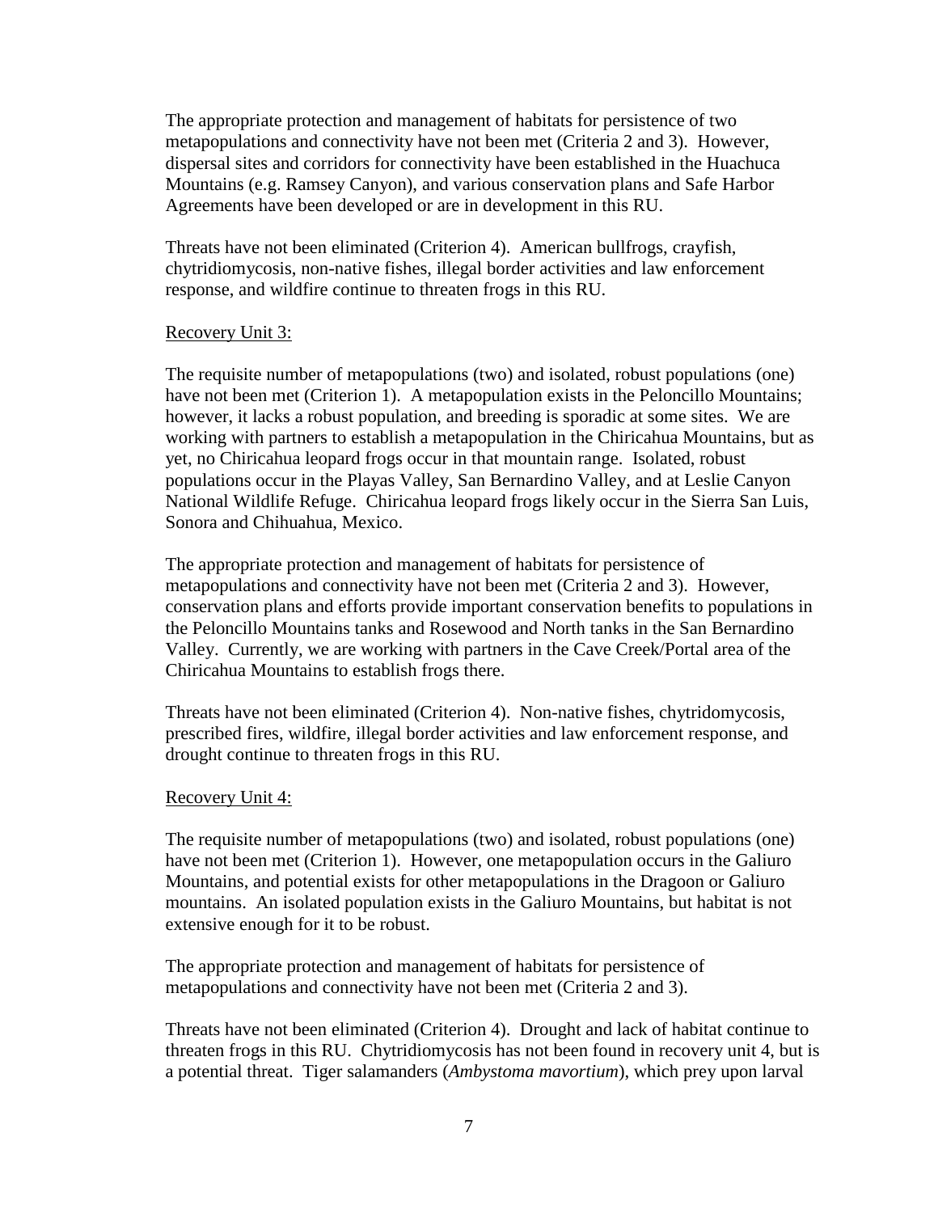The appropriate protection and management of habitats for persistence of two metapopulations and connectivity have not been met (Criteria 2 and 3). However, dispersal sites and corridors for connectivity have been established in the Huachuca Mountains (e.g. Ramsey Canyon), and various conservation plans and Safe Harbor Agreements have been developed or are in development in this RU.

Threats have not been eliminated (Criterion 4). American bullfrogs, crayfish, chytridiomycosis, non-native fishes, illegal border activities and law enforcement response, and wildfire continue to threaten frogs in this RU.

Recovery Unit 3:

The requisite number of metapopulations (two) and isolated, robust populations (one) have not been met (Criterion 1). A metapopulation exists in the Peloncillo Mountains; however, it lacks a robust population, and breeding is sporadic at some sites. We are working with partners to establish a metapopulation in the Chiricahua Mountains, but as yet, no Chiricahua leopard frogs occur in that mountain range. Isolated, robust populations occur in the Playas Valley, San Bernardino Valley, and at Leslie Canyon National Wildlife Refuge. Chiricahua leopard frogs likely occur in the Sierra San Luis, Sonora and Chihuahua, Mexico.

The appropriate protection and management of habitats for persistence of metapopulations and connectivity have not been met (Criteria 2 and 3). However, conservation plans and efforts provide important conservation benefits to populations in the Peloncillo Mountains tanks and Rosewood and North tanks in the San Bernardino Valley. Currently, we are working with partners in the Cave Creek/Portal area of the Chiricahua Mountains to establish frogs there.

Threats have not been eliminated (Criterion 4). Non-native fishes, chytridomycosis, prescribed fires, wildfire, illegal border activities and law enforcement response, and drought continue to threaten frogs in this RU.

Recovery Unit 4:

The requisite number of metapopulations (two) and isolated, robust populations (one) have not been met (Criterion 1). However, one metapopulation occurs in the Galiuro Mountains, and potential exists for other metapopulations in the Dragoon or Galiuro mountains. An isolated population exists in the Galiuro Mountains, but habitat is not extensive enough for it to be robust.

The appropriate protection and management of habitats for persistence of metapopulations and connectivity have not been met (Criteria 2 and 3).

Threats have not been eliminated (Criterion 4). Drought and lack of habitat continue to threaten frogs in this RU. Chytridiomycosis has not been found in recovery unit 4, but is a potential threat. Tiger salamanders (*Ambystoma mavortium*), which prey upon larval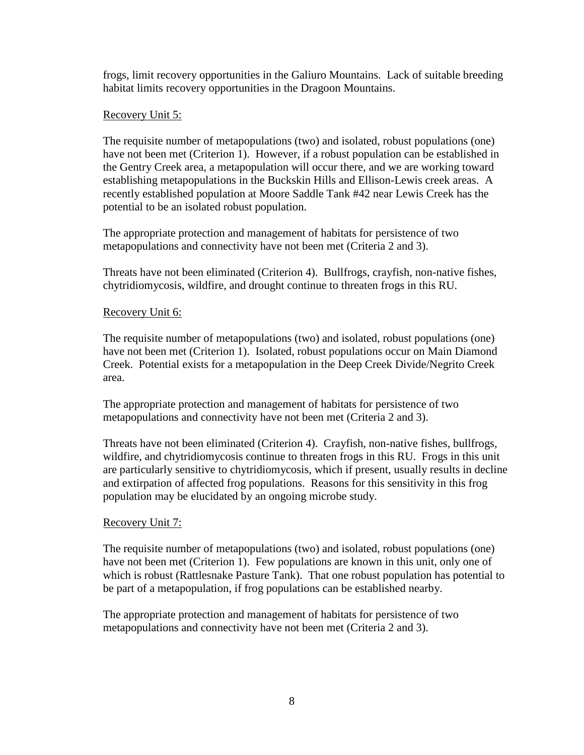frogs, limit recovery opportunities in the Galiuro Mountains. Lack of suitable breeding habitat limits recovery opportunities in the Dragoon Mountains.

Recovery Unit 5:

The requisite number of metapopulations (two) and isolated, robust populations (one) have not been met (Criterion 1). However, if a robust population can be established in the Gentry Creek area, a metapopulation will occur there, and we are working toward establishing metapopulations in the Buckskin Hills and Ellison-Lewis creek areas. A recently established population at Moore Saddle Tank #42 near Lewis Creek has the potential to be an isolated robust population.

The appropriate protection and management of habitats for persistence of two metapopulations and connectivity have not been met (Criteria 2 and 3).

Threats have not been eliminated (Criterion 4). Bullfrogs, crayfish, non-native fishes, chytridiomycosis, wildfire, and drought continue to threaten frogs in this RU.

Recovery Unit 6:

The requisite number of metapopulations (two) and isolated, robust populations (one) have not been met (Criterion 1). Isolated, robust populations occur on Main Diamond Creek. Potential exists for a metapopulation in the Deep Creek Divide/Negrito Creek area.

The appropriate protection and management of habitats for persistence of two metapopulations and connectivity have not been met (Criteria 2 and 3).

Threats have not been eliminated (Criterion 4). Crayfish, non-native fishes, bullfrogs, wildfire, and chytridiomycosis continue to threaten frogs in this RU. Frogs in this unit are particularly sensitive to chytridiomycosis, which if present, usually results in decline and extirpation of affected frog populations. Reasons for this sensitivity in this frog population may be elucidated by an ongoing microbe study.

Recovery Unit 7:

The requisite number of metapopulations (two) and isolated, robust populations (one) have not been met (Criterion 1). Few populations are known in this unit, only one of which is robust (Rattlesnake Pasture Tank). That one robust population has potential to be part of a metapopulation, if frog populations can be established nearby.

The appropriate protection and management of habitats for persistence of two metapopulations and connectivity have not been met (Criteria 2 and 3).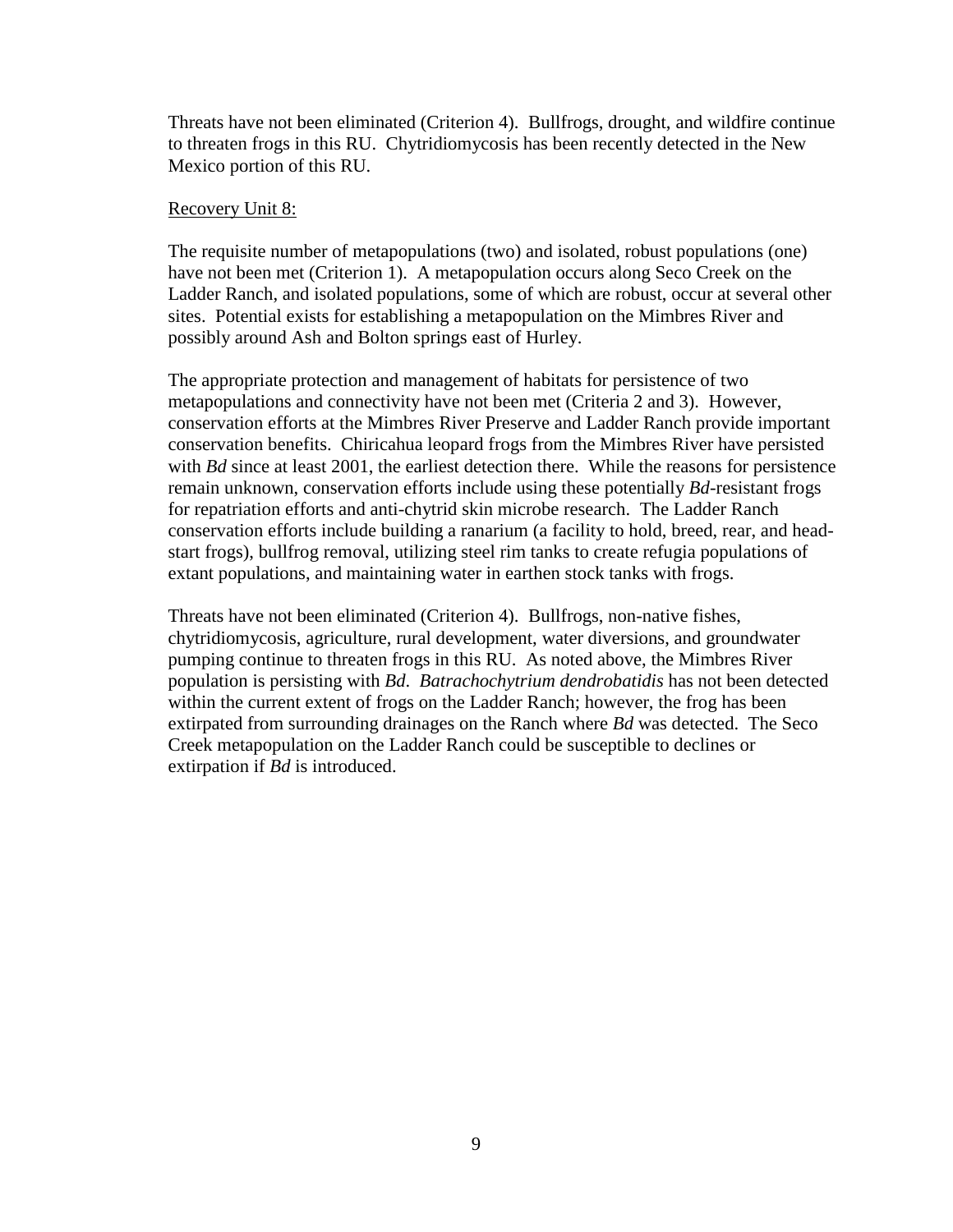Threats have not been eliminated (Criterion 4). Bullfrogs, drought, and wildfire continue to threaten frogs in this RU. Chytridiomycosis has been recently detected in the New Mexico portion of this RU.

Recovery Unit 8:

The requisite number of metapopulations (two) and isolated, robust populations (one) have not been met (Criterion 1). A metapopulation occurs along Seco Creek on the Ladder Ranch, and isolated populations, some of which are robust, occur at several other sites. Potential exists for establishing a metapopulation on the Mimbres River and possibly around Ash and Bolton springs east of Hurley.

The appropriate protection and management of habitats for persistence of two metapopulations and connectivity have not been met (Criteria 2 and 3). However, conservation efforts at the Mimbres River Preserve and Ladder Ranch provide important conservation benefits. Chiricahua leopard frogs from the Mimbres River have persisted with *Bd* since at least 2001, the earliest detection there. While the reasons for persistence remain unknown, conservation efforts include using these potentially *Bd*-resistant frogs for repatriation efforts and anti-chytrid skin microbe research. The Ladder Ranch conservation efforts include building a ranarium (a facility to hold, breed, rear, and head-start frogs), bullfrog removal, utilizing steel rim tanks to create refugia populations of extant populations, and maintaining water in earthen stock tanks with frogs.

Threats have not been eliminated (Criterion 4). Bullfrogs, non-native fishes, chytridiomycosis, agriculture, rural development, water diversions, and groundwater pumping continue to threaten frogs in this RU. As noted above, the Mimbres River population is persisting with *Bd*. *Batrachochytrium dendrobatidis* has not been detected within the current extent of frogs on the Ladder Ranch; however, the frog has been extirpated from surrounding drainages on the Ranch where *Bd* was detected. The Seco Creek metapopulation on the Ladder Ranch could be susceptible to declines or extirpation if *Bd* is introduced.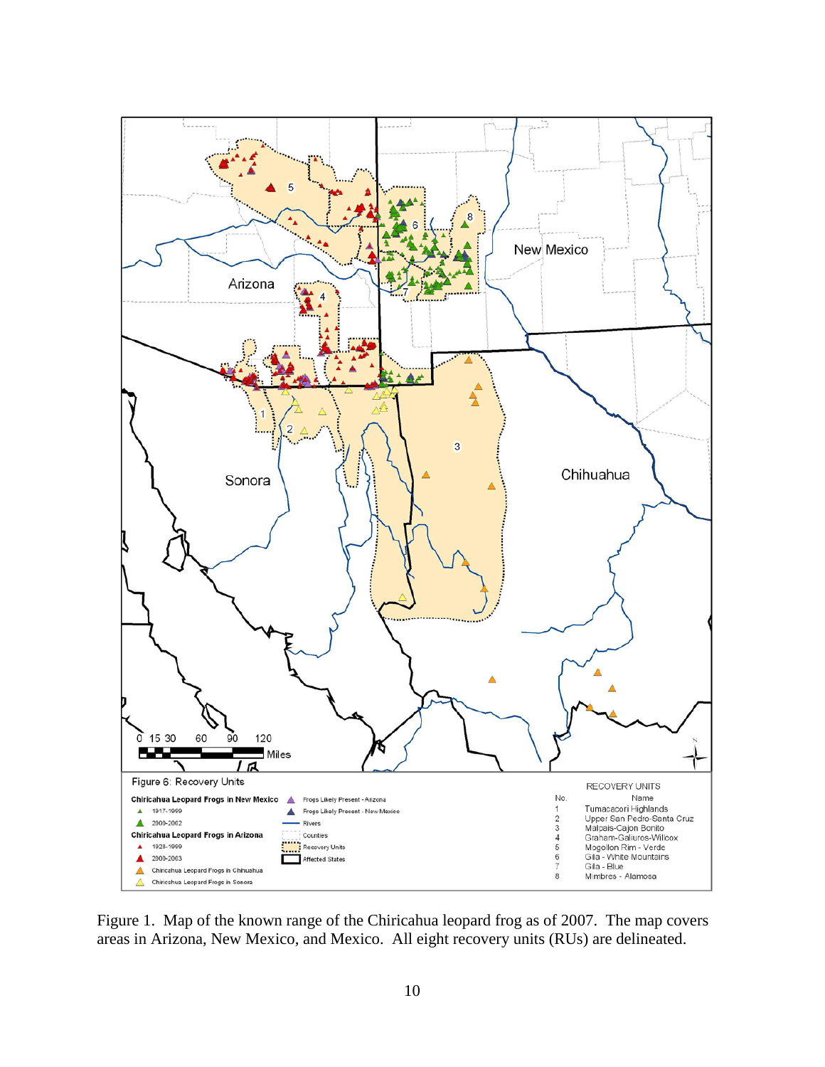Figure 1. Map of the known range of the Chiricahua leopard frog as of 2007. The map covers areas in Arizona, New Mexico, and Mexico. All eight recovery units (RUs) are delineated.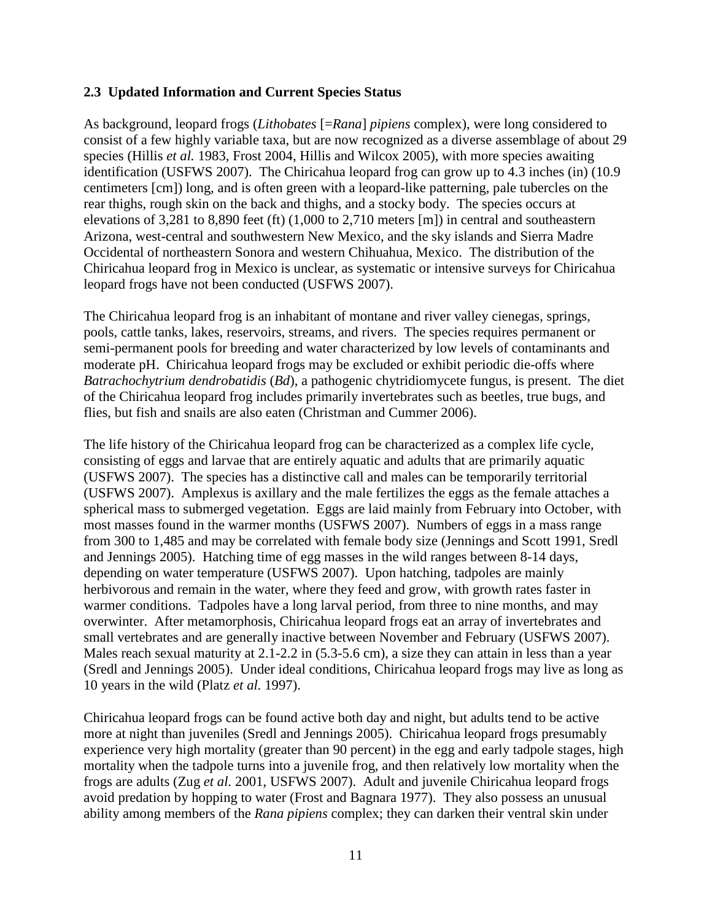## 2.3 Updated Information and Current Species Status

As background, leopard frogs (*Lithobates* [=*Rana*] *pipiens* complex), were long considered to consist of a few highly variable taxa, but are now recognized as a diverse assemblage of about 29 species (Hillis *et al.* 1983, Frost 2004, Hillis and Wilcox 2005), with more species awaiting identification (USFWS 2007). The Chiricahua leopard frog can grow up to 4.3 inches (in) (10.9 centimeters [cm]) long, and is often green with a leopard-like patterning, pale tubercles on the rear thighs, rough skin on the back and thighs, and a stocky body. The species occurs at elevations of 3,281 to 8,890 feet (ft) (1,000 to 2,710 meters [m]) in central and southeastern Arizona, west-central and southwestern New Mexico, and the sky islands and Sierra Madre Occidental of northeastern Sonora and western Chihuahua, Mexico. The distribution of the Chiricahua leopard frog in Mexico is unclear, as systematic or intensive surveys for Chiricahua leopard frogs have not been conducted (USFWS 2007).

The Chiricahua leopard frog is an inhabitant of montane and river valley cienegas, springs, pools, cattle tanks, lakes, reservoirs, streams, and rivers. The species requires permanent or semi-permanent pools for breeding and water characterized by low levels of contaminants and moderate pH. Chiricahua leopard frogs may be excluded or exhibit periodic die-offs where *Batrachochytrium dendrobatidis* (*Bd*), a pathogenic chytridiomycete fungus, is present. The diet of the Chiricahua leopard frog includes primarily invertebrates such as beetles, true bugs, and flies, but fish and snails are also eaten (Christman and Cummer 2006).

The life history of the Chiricahua leopard frog can be characterized as a complex life cycle, consisting of eggs and larvae that are entirely aquatic and adults that are primarily aquatic (USFWS 2007). The species has a distinctive call and males can be temporarily territorial (USFWS 2007). Amplexus is axillary and the male fertilizes the eggs as the female attaches a spherical mass to submerged vegetation. Eggs are laid mainly from February into October, with most masses found in the warmer months (USFWS 2007). Numbers of eggs in a mass range from 300 to 1,485 and may be correlated with female body size (Jennings and Scott 1991, Sredl and Jennings 2005). Hatching time of egg masses in the wild ranges between 8-14 days, depending on water temperature (USFWS 2007). Upon hatching, tadpoles are mainly herbivorous and remain in the water, where they feed and grow, with growth rates faster in warmer conditions. Tadpoles have a long larval period, from three to nine months, and may overwinter. After metamorphosis, Chiricahua leopard frogs eat an array of invertebrates and small vertebrates and are generally inactive between November and February (USFWS 2007). Males reach sexual maturity at 2.1-2.2 in (5.3-5.6 cm), a size they can attain in less than a year (Sredl and Jennings 2005). Under ideal conditions, Chiricahua leopard frogs may live as long as 10 years in the wild (Platz *et al.* 1997).

Chiricahua leopard frogs can be found active both day and night, but adults tend to be active more at night than juveniles (Sredl and Jennings 2005). Chiricahua leopard frogs presumably experience very high mortality (greater than 90 percent) in the egg and early tadpole stages, high mortality when the tadpole turns into a juvenile frog, and then relatively low mortality when the frogs are adults (Zug *et al.* 2001, USFWS 2007). Adult and juvenile Chiricahua leopard frogs avoid predation by hopping to water (Frost and Bagnara 1977). They also possess an unusual ability among members of the *Rana pipiens* complex; they can darken their ventral skin under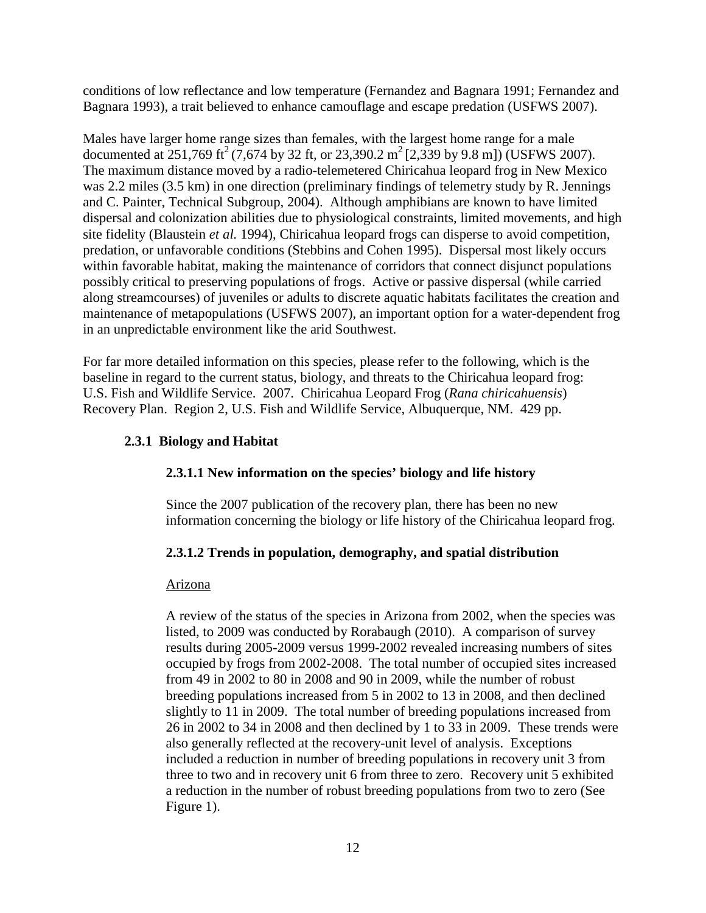conditions of low reflectance and low temperature (Fernandez and Bagnara 1991; Fernandez and Bagnara 1993), a trait believed to enhance camouflage and escape predation (USFWS 2007).

Males have larger home range sizes than females, with the largest home range for a male documented at 251,769 $ft^2$ (7,674 by 32 ft, or 23,390.2 $m^2$ [2,339 by 9.8 m]) (USFWS 2007). The maximum distance moved by a radio-telemetered Chiricahua leopard frog in New Mexico was 2.2 miles (3.5 km) in one direction (preliminary findings of telemetry study by R. Jennings and C. Painter, Technical Subgroup, 2004). Although amphibians are known to have limited dispersal and colonization abilities due to physiological constraints, limited movements, and high site fidelity (Blaustein *et al.* 1994), Chiricahua leopard frogs can disperse to avoid competition, predation, or unfavorable conditions (Stebbins and Cohen 1995). Dispersal most likely occurs within favorable habitat, making the maintenance of corridors that connect disjunct populations possibly critical to preserving populations of frogs. Active or passive dispersal (while carried along streamcourses) of juveniles or adults to discrete aquatic habitats facilitates the creation and maintenance of metapopulations (USFWS 2007), an important option for a water-dependent frog in an unpredictable environment like the arid Southwest.

For far more detailed information on this species, please refer to the following, which is the baseline in regard to the current status, biology, and threats to the Chiricahua leopard frog: U.S. Fish and Wildlife Service. 2007. Chiricahua Leopard Frog (*Rana chiricahuensis*) Recovery Plan. Region 2, U.S. Fish and Wildlife Service, Albuquerque, NM. 429 pp.

### 2.3.1 Biology and Habitat

#### 2.3.1.1 New information on the species' biology and life history

Since the 2007 publication of the recovery plan, there has been no new information concerning the biology or life history of the Chiricahua leopard frog.

#### 2.3.1.2 Trends in population, demography, and spatial distribution

Arizona

A review of the status of the species in Arizona from 2002, when the species was listed, to 2009 was conducted by Rorabaugh (2010). A comparison of survey results during 2005-2009 versus 1999-2002 revealed increasing numbers of sites occupied by frogs from 2002-2008. The total number of occupied sites increased from 49 in 2002 to 80 in 2008 and 90 in 2009, while the number of robust breeding populations increased from 5 in 2002 to 13 in 2008, and then declined slightly to 11 in 2009. The total number of breeding populations increased from 26 in 2002 to 34 in 2008 and then declined by 1 to 33 in 2009. These trends were also generally reflected at the recovery-unit level of analysis. Exceptions included a reduction in number of breeding populations in recovery unit 3 from three to two and in recovery unit 6 from three to zero. Recovery unit 5 exhibited a reduction in the number of robust breeding populations from two to zero (See Figure 1).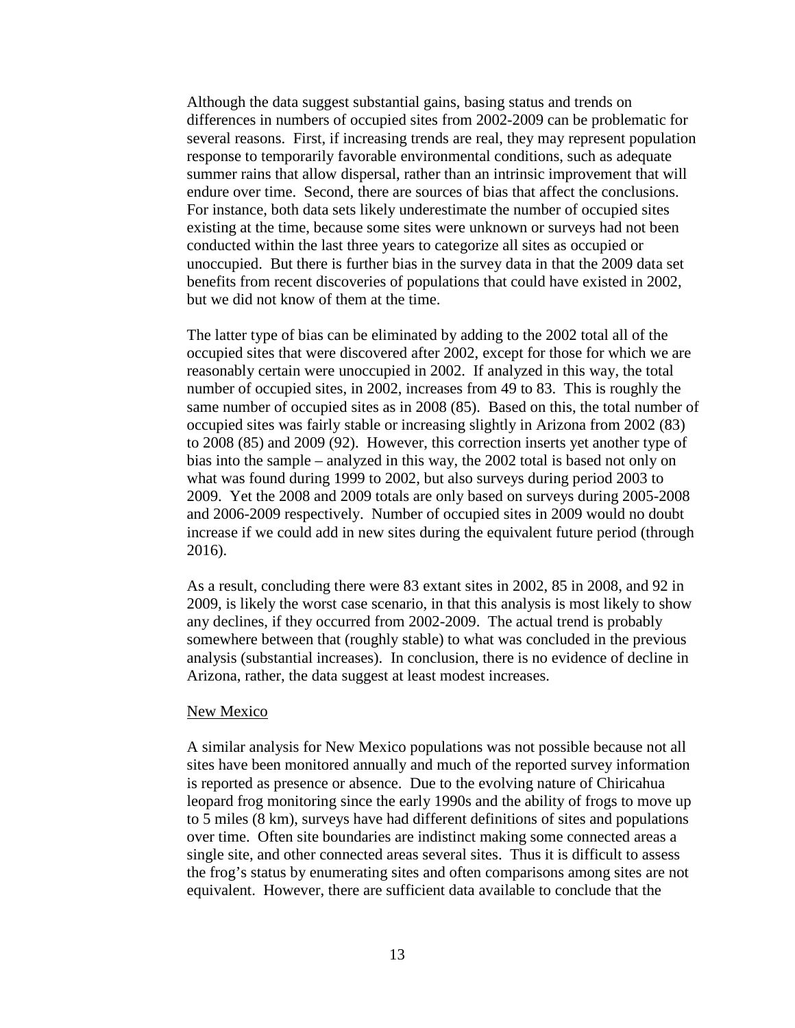Although the data suggest substantial gains, basing status and trends on differences in numbers of occupied sites from 2002-2009 can be problematic for several reasons. First, if increasing trends are real, they may represent population response to temporarily favorable environmental conditions, such as adequate summer rains that allow dispersal, rather than an intrinsic improvement that will endure over time. Second, there are sources of bias that affect the conclusions. For instance, both data sets likely underestimate the number of occupied sites existing at the time, because some sites were unknown or surveys had not been conducted within the last three years to categorize all sites as occupied or unoccupied. But there is further bias in the survey data in that the 2009 data set benefits from recent discoveries of populations that could have existed in 2002, but we did not know of them at the time.

The latter type of bias can be eliminated by adding to the 2002 total all of the occupied sites that were discovered after 2002, except for those for which we are reasonably certain were unoccupied in 2002. If analyzed in this way, the total number of occupied sites, in 2002, increases from 49 to 83. This is roughly the same number of occupied sites as in 2008 (85). Based on this, the total number of occupied sites was fairly stable or increasing slightly in Arizona from 2002 (83) to 2008 (85) and 2009 (92). However, this correction inserts yet another type of bias into the sample – analyzed in this way, the 2002 total is based not only on what was found during 1999 to 2002, but also surveys during period 2003 to 2009. Yet the 2008 and 2009 totals are only based on surveys during 2005-2008 and 2006-2009 respectively. Number of occupied sites in 2009 would no doubt increase if we could add in new sites during the equivalent future period (through 2016).

As a result, concluding there were 83 extant sites in 2002, 85 in 2008, and 92 in 2009, is likely the worst case scenario, in that this analysis is most likely to show any declines, if they occurred from 2002-2009. The actual trend is probably somewhere between that (roughly stable) to what was concluded in the previous analysis (substantial increases). In conclusion, there is no evidence of decline in Arizona, rather, the data suggest at least modest increases.

New Mexico

A similar analysis for New Mexico populations was not possible because not all sites have been monitored annually and much of the reported survey information is reported as presence or absence. Due to the evolving nature of Chiricahua leopard frog monitoring since the early 1990s and the ability of frogs to move up to 5 miles (8 km), surveys have had different definitions of sites and populations over time. Often site boundaries are indistinct making some connected areas a single site, and other connected areas several sites. Thus it is difficult to assess the frog's status by enumerating sites and often comparisons among sites are not equivalent. However, there are sufficient data available to conclude that the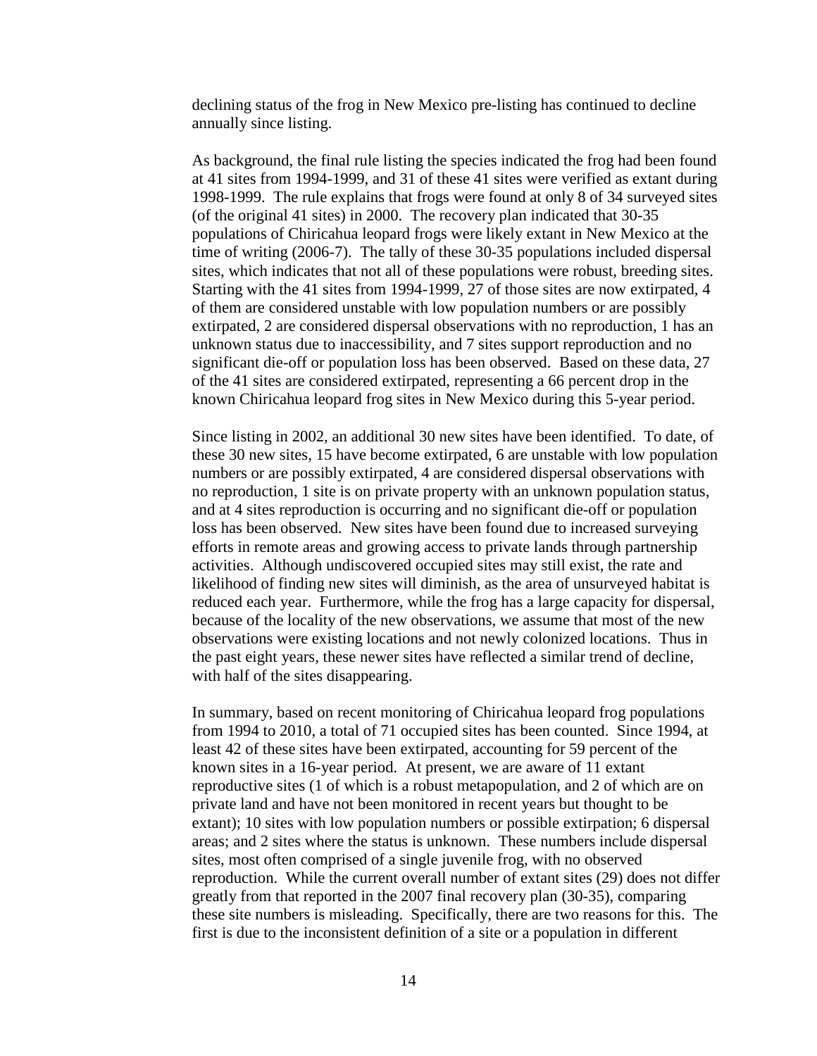declining status of the frog in New Mexico pre-listing has continued to decline annually since listing.

As background, the final rule listing the species indicated the frog had been found at 41 sites from 1994-1999, and 31 of these 41 sites were verified as extant during 1998-1999. The rule explains that frogs were found at only 8 of 34 surveyed sites (of the original 41 sites) in 2000. The recovery plan indicated that 30-35 populations of Chiricahua leopard frogs were likely extant in New Mexico at the time of writing (2006-7). The tally of these 30-35 populations included dispersal sites, which indicates that not all of these populations were robust, breeding sites. Starting with the 41 sites from 1994-1999, 27 of those sites are now extirpated, 4 of them are considered unstable with low population numbers or are possibly extirpated, 2 are considered dispersal observations with no reproduction, 1 has an unknown status due to inaccessibility, and 7 sites support reproduction and no significant die-off or population loss has been observed. Based on these data, 27 of the 41 sites are considered extirpated, representing a 66 percent drop in the known Chiricahua leopard frog sites in New Mexico during this 5-year period.

Since listing in 2002, an additional 30 new sites have been identified. To date, of these 30 new sites, 15 have become extirpated, 6 are unstable with low population numbers or are possibly extirpated, 4 are considered dispersal observations with no reproduction, 1 site is on private property with an unknown population status, and at 4 sites reproduction is occurring and no significant die-off or population loss has been observed. New sites have been found due to increased surveying efforts in remote areas and growing access to private lands through partnership activities. Although undiscovered occupied sites may still exist, the rate and likelihood of finding new sites will diminish, as the area of unsurveyed habitat is reduced each year. Furthermore, while the frog has a large capacity for dispersal, because of the locality of the new observations, we assume that most of the new observations were existing locations and not newly colonized locations. Thus in the past eight years, these newer sites have reflected a similar trend of decline, with half of the sites disappearing.

In summary, based on recent monitoring of Chiricahua leopard frog populations from 1994 to 2010, a total of 71 occupied sites has been counted. Since 1994, at least 42 of these sites have been extirpated, accounting for 59 percent of the known sites in a 16-year period. At present, we are aware of 11 extant reproductive sites (1 of which is a robust metapopulation, and 2 of which are on private land and have not been monitored in recent years but thought to be extant); 10 sites with low population numbers or possible extirpation; 6 dispersal areas; and 2 sites where the status is unknown. These numbers include dispersal sites, most often comprised of a single juvenile frog, with no observed reproduction. While the current overall number of extant sites (29) does not differ greatly from that reported in the 2007 final recovery plan (30-35), comparing these site numbers is misleading. Specifically, there are two reasons for this. The first is due to the inconsistent definition of a site or a population in different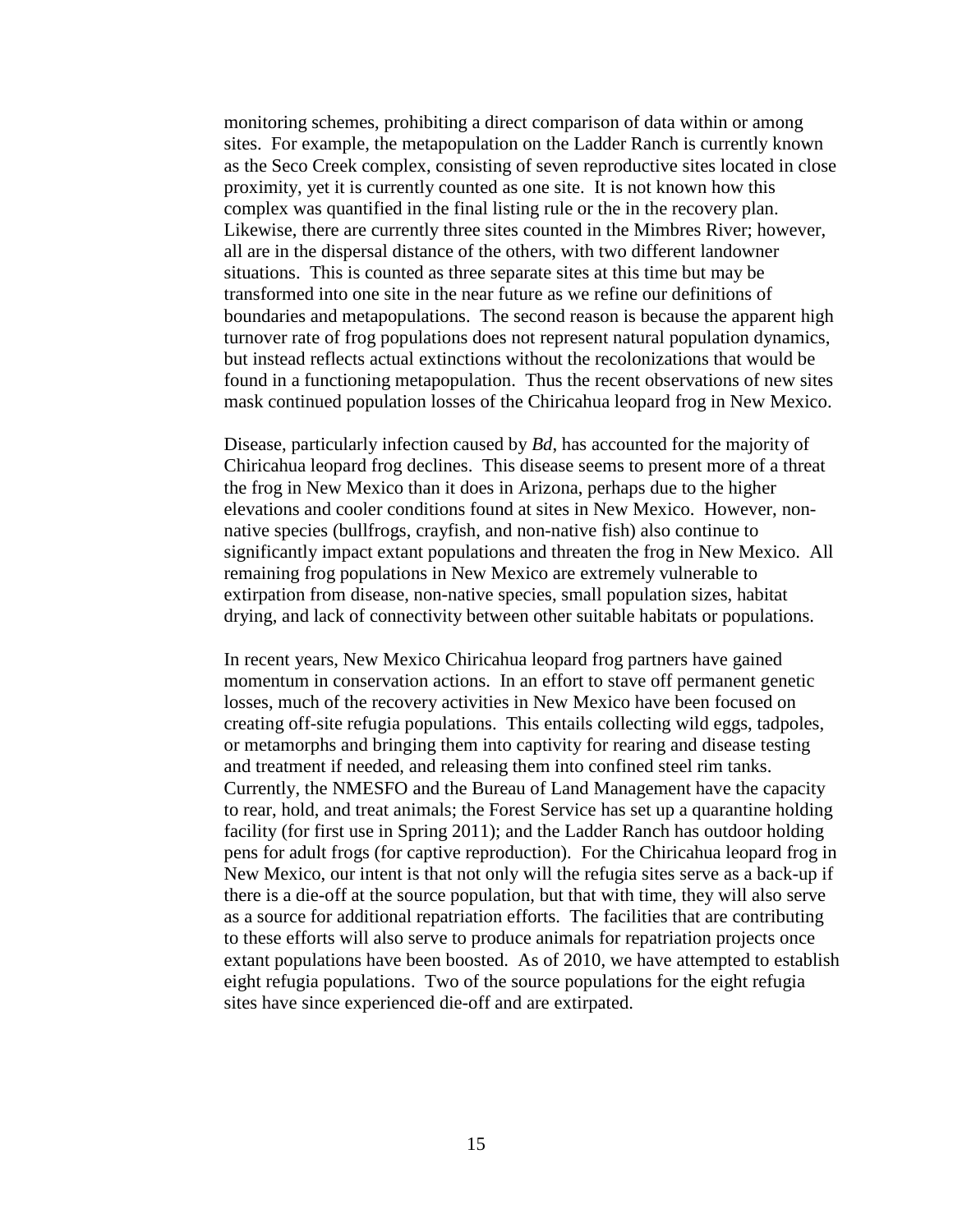monitoring schemes, prohibiting a direct comparison of data within or among sites. For example, the metapopulation on the Ladder Ranch is currently known as the Seco Creek complex, consisting of seven reproductive sites located in close proximity, yet it is currently counted as one site. It is not known how this complex was quantified in the final listing rule or the in the recovery plan. Likewise, there are currently three sites counted in the Mimbres River; however, all are in the dispersal distance of the others, with two different landowner situations. This is counted as three separate sites at this time but may be transformed into one site in the near future as we refine our definitions of boundaries and metapopulations. The second reason is because the apparent high turnover rate of frog populations does not represent natural population dynamics, but instead reflects actual extinctions without the recolonizations that would be found in a functioning metapopulation. Thus the recent observations of new sites mask continued population losses of the Chiricahua leopard frog in New Mexico.

Disease, particularly infection caused by *Bd*, has accounted for the majority of Chiricahua leopard frog declines. This disease seems to present more of a threat the frog in New Mexico than it does in Arizona, perhaps due to the higher elevations and cooler conditions found at sites in New Mexico. However, non-native species (bullfrogs, crayfish, and non-native fish) also continue to significantly impact extant populations and threaten the frog in New Mexico. All remaining frog populations in New Mexico are extremely vulnerable to extirpation from disease, non-native species, small population sizes, habitat drying, and lack of connectivity between other suitable habitats or populations.

In recent years, New Mexico Chiricahua leopard frog partners have gained momentum in conservation actions. In an effort to stave off permanent genetic losses, much of the recovery activities in New Mexico have been focused on creating off-site refugia populations. This entails collecting wild eggs, tadpoles, or metamorphs and bringing them into captivity for rearing and disease testing and treatment if needed, and releasing them into confined steel rim tanks. Currently, the NMESFO and the Bureau of Land Management have the capacity to rear, hold, and treat animals; the Forest Service has set up a quarantine holding facility (for first use in Spring 2011); and the Ladder Ranch has outdoor holding pens for adult frogs (for captive reproduction). For the Chiricahua leopard frog in New Mexico, our intent is that not only will the refugia sites serve as a back-up if there is a die-off at the source population, but that with time, they will also serve as a source for additional repatriation efforts. The facilities that are contributing to these efforts will also serve to produce animals for repatriation projects once extant populations have been boosted. As of 2010, we have attempted to establish eight refugia populations. Two of the source populations for the eight refugia sites have since experienced die-off and are extirpated.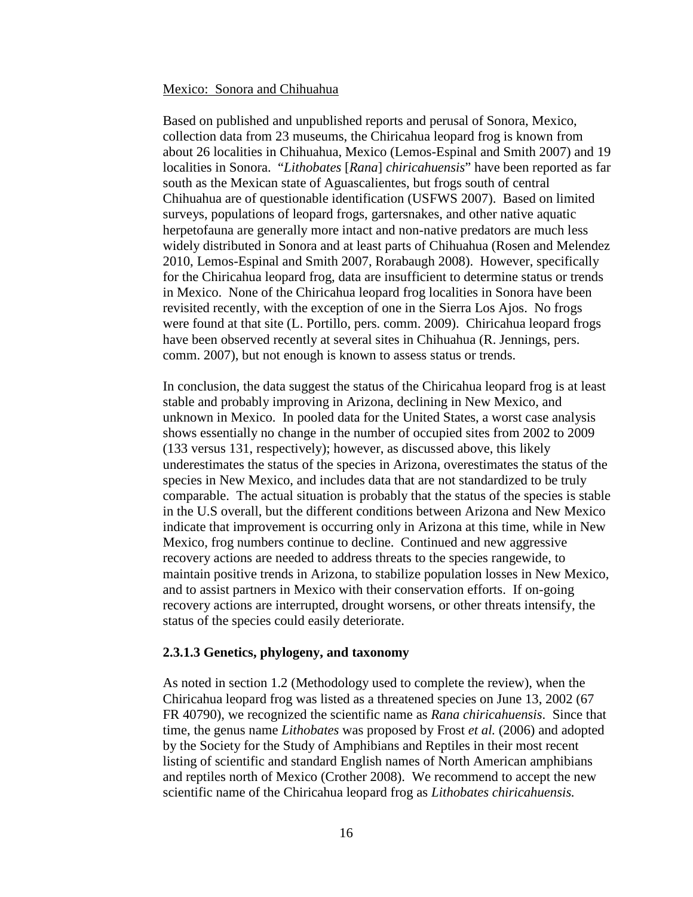Mexico: Sonora and Chihuahua

Based on published and unpublished reports and perusal of Sonora, Mexico, collection data from 23 museums, the Chiricahua leopard frog is known from about 26 localities in Chihuahua, Mexico (Lemos-Espinal and Smith 2007) and 19 localities in Sonora. "*Lithobates* [*Rana*] *chiricahuensis*" have been reported as far south as the Mexican state of Aguascalientes, but frogs south of central Chihuahua are of questionable identification (USFWS 2007). Based on limited surveys, populations of leopard frogs, gartersnakes, and other native aquatic herpetofauna are generally more intact and non-native predators are much less widely distributed in Sonora and at least parts of Chihuahua (Rosen and Melendez 2010, Lemos-Espinal and Smith 2007, Rorabaugh 2008). However, specifically for the Chiricahua leopard frog, data are insufficient to determine status or trends in Mexico. None of the Chiricahua leopard frog localities in Sonora have been revisited recently, with the exception of one in the Sierra Los Ajos. No frogs were found at that site (L. Portillo, pers. comm. 2009). Chiricahua leopard frogs have been observed recently at several sites in Chihuahua (R. Jennings, pers. comm. 2007), but not enough is known to assess status or trends.

In conclusion, the data suggest the status of the Chiricahua leopard frog is at least stable and probably improving in Arizona, declining in New Mexico, and unknown in Mexico. In pooled data for the United States, a worst case analysis shows essentially no change in the number of occupied sites from 2002 to 2009 (133 versus 131, respectively); however, as discussed above, this likely underestimates the status of the species in Arizona, overestimates the status of the species in New Mexico, and includes data that are not standardized to be truly comparable. The actual situation is probably that the status of the species is stable in the U.S overall, but the different conditions between Arizona and New Mexico indicate that improvement is occurring only in Arizona at this time, while in New Mexico, frog numbers continue to decline. Continued and new aggressive recovery actions are needed to address threats to the species rangewide, to maintain positive trends in Arizona, to stabilize population losses in New Mexico, and to assist partners in Mexico with their conservation efforts. If on-going recovery actions are interrupted, drought worsens, or other threats intensify, the status of the species could easily deteriorate.

### 2.3.1.3 Genetics, phylogeny, and taxonomy

As noted in section 1.2 (Methodology used to complete the review), when the Chiricahua leopard frog was listed as a threatened species on June 13, 2002 (67 FR 40790), we recognized the scientific name as *Rana chiricahuensis*. Since that time, the genus name *Lithobates* was proposed by Frost *et al.* (2006) and adopted by the Society for the Study of Amphibians and Reptiles in their most recent listing of scientific and standard English names of North American amphibians and reptiles north of Mexico (Crother 2008). We recommend to accept the new scientific name of the Chiricahua leopard frog as *Lithobates chiricahuensis.*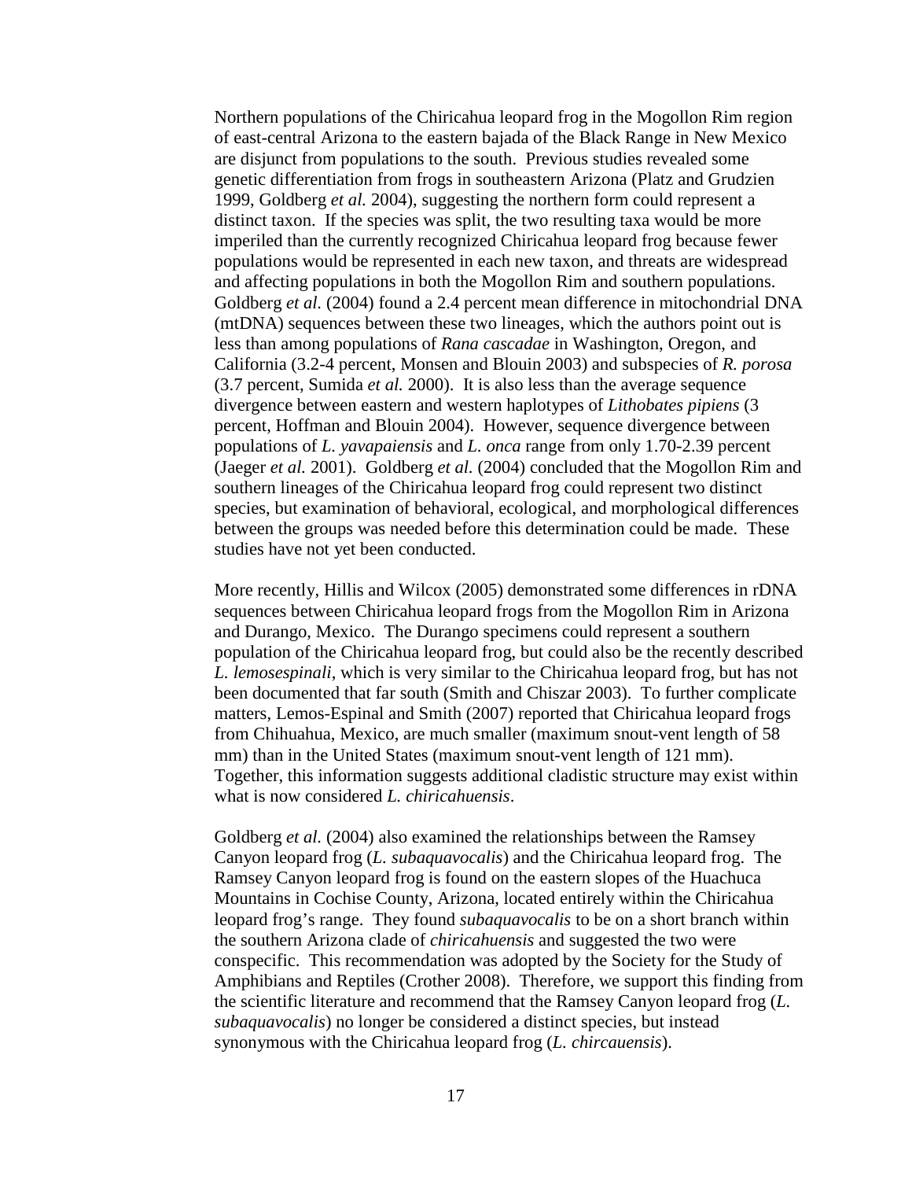Northern populations of the Chiricahua leopard frog in the Mogollon Rim region of east-central Arizona to the eastern bajada of the Black Range in New Mexico are disjunct from populations to the south. Previous studies revealed some genetic differentiation from frogs in southeastern Arizona (Platz and Grudzien 1999, Goldberg *et al.* 2004), suggesting the northern form could represent a distinct taxon. If the species was split, the two resulting taxa would be more imperiled than the currently recognized Chiricahua leopard frog because fewer populations would be represented in each new taxon, and threats are widespread and affecting populations in both the Mogollon Rim and southern populations. Goldberg *et al.* (2004) found a 2.4 percent mean difference in mitochondrial DNA (mtDNA) sequences between these two lineages, which the authors point out is less than among populations of *Rana cascadae* in Washington, Oregon, and California (3.2-4 percent, Monsen and Blouin 2003) and subspecies of *R. porosa* (3.7 percent, Sumida *et al.* 2000). It is also less than the average sequence divergence between eastern and western haplotypes of *Lithobates pipiens* (3 percent, Hoffman and Blouin 2004). However, sequence divergence between populations of *L. yavapaiensis* and *L. onca* range from only 1.70-2.39 percent (Jaeger *et al.* 2001). Goldberg *et al.* (2004) concluded that the Mogollon Rim and southern lineages of the Chiricahua leopard frog could represent two distinct species, but examination of behavioral, ecological, and morphological differences between the groups was needed before this determination could be made. These studies have not yet been conducted.

More recently, Hillis and Wilcox (2005) demonstrated some differences in rDNA sequences between Chiricahua leopard frogs from the Mogollon Rim in Arizona and Durango, Mexico. The Durango specimens could represent a southern population of the Chiricahua leopard frog, but could also be the recently described *L. lemosespinali*, which is very similar to the Chiricahua leopard frog, but has not been documented that far south (Smith and Chiszar 2003). To further complicate matters, Lemos-Espinal and Smith (2007) reported that Chiricahua leopard frogs from Chihuahua, Mexico, are much smaller (maximum snout-vent length of 58 mm) than in the United States (maximum snout-vent length of 121 mm). Together, this information suggests additional cladistic structure may exist within what is now considered *L. chiricahuensis*.

Goldberg *et al.* (2004) also examined the relationships between the Ramsey Canyon leopard frog (*L. subaquavocalis*) and the Chiricahua leopard frog. The Ramsey Canyon leopard frog is found on the eastern slopes of the Huachuca Mountains in Cochise County, Arizona, located entirely within the Chiricahua leopard frog's range. They found *subaquavocalis* to be on a short branch within the southern Arizona clade of *chiricahuensis* and suggested the two were conspecific. This recommendation was adopted by the Society for the Study of Amphibians and Reptiles (Crother 2008). Therefore, we support this finding from the scientific literature and recommend that the Ramsey Canyon leopard frog (*L. subaquavocalis*) no longer be considered a distinct species, but instead synonymous with the Chiricahua leopard frog (*L. chircauensis*).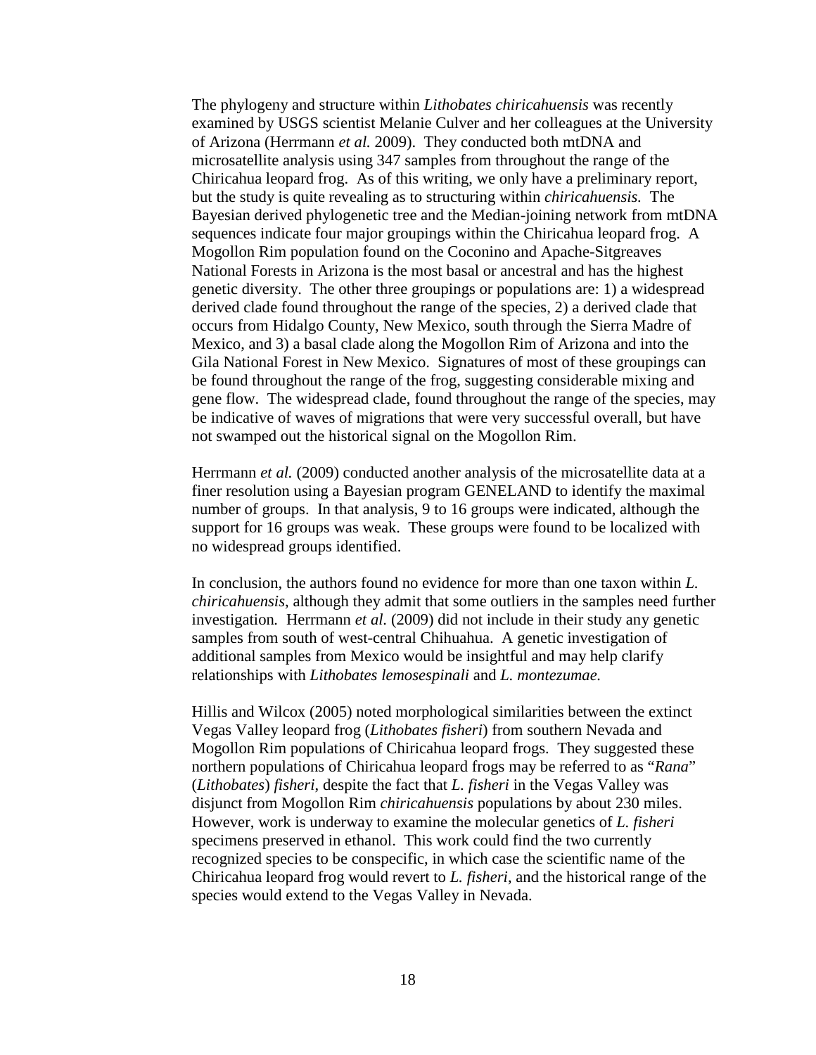The phylogeny and structure within *Lithobates chiricahuensis* was recently examined by USGS scientist Melanie Culver and her colleagues at the University of Arizona (Herrmann *et al.* 2009). They conducted both mtDNA and microsatellite analysis using 347 samples from throughout the range of the Chiricahua leopard frog. As of this writing, we only have a preliminary report, but the study is quite revealing as to structuring within *chiricahuensis.* The Bayesian derived phylogenetic tree and the Median-joining network from mtDNA sequences indicate four major groupings within the Chiricahua leopard frog. A Mogollon Rim population found on the Coconino and Apache-Sitgreaves National Forests in Arizona is the most basal or ancestral and has the highest genetic diversity. The other three groupings or populations are: 1) a widespread derived clade found throughout the range of the species, 2) a derived clade that occurs from Hidalgo County, New Mexico, south through the Sierra Madre of Mexico, and 3) a basal clade along the Mogollon Rim of Arizona and into the Gila National Forest in New Mexico. Signatures of most of these groupings can be found throughout the range of the frog, suggesting considerable mixing and gene flow. The widespread clade, found throughout the range of the species, may be indicative of waves of migrations that were very successful overall, but have not swamped out the historical signal on the Mogollon Rim.

Herrmann *et al.* (2009) conducted another analysis of the microsatellite data at a finer resolution using a Bayesian program GENELAND to identify the maximal number of groups. In that analysis, 9 to 16 groups were indicated, although the support for 16 groups was weak. These groups were found to be localized with no widespread groups identified.

In conclusion, the authors found no evidence for more than one taxon within *L. chiricahuensis*, although they admit that some outliers in the samples need further investigation*.* Herrmann *et al.* (2009) did not include in their study any genetic samples from south of west-central Chihuahua. A genetic investigation of additional samples from Mexico would be insightful and may help clarify relationships with *Lithobates lemosespinali* and *L. montezumae.*

Hillis and Wilcox (2005) noted morphological similarities between the extinct Vegas Valley leopard frog (*Lithobates fisheri*) from southern Nevada and Mogollon Rim populations of Chiricahua leopard frogs. They suggested these northern populations of Chiricahua leopard frogs may be referred to as "*Rana*" (*Lithobates*) *fisheri*, despite the fact that *L. fisheri* in the Vegas Valley was disjunct from Mogollon Rim *chiricahuensis* populations by about 230 miles. However, work is underway to examine the molecular genetics of *L. fisheri* specimens preserved in ethanol. This work could find the two currently recognized species to be conspecific, in which case the scientific name of the Chiricahua leopard frog would revert to *L. fisheri*, and the historical range of the species would extend to the Vegas Valley in Nevada.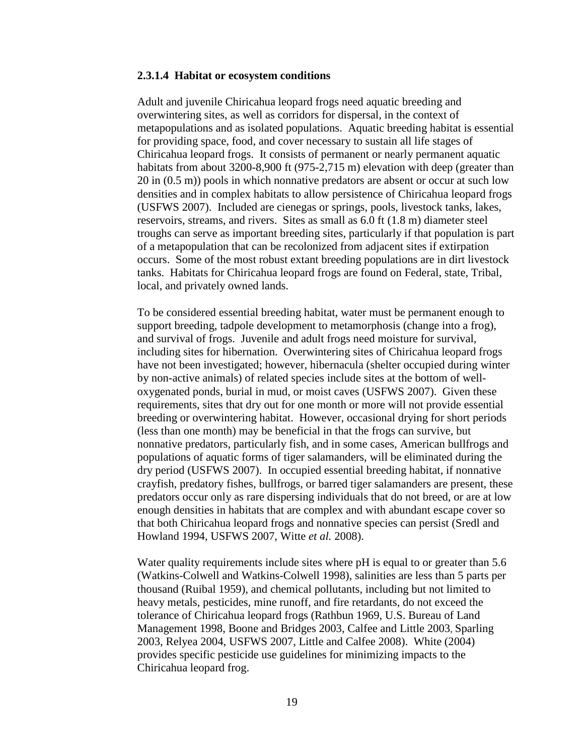#### 2.3.1.4 Habitat or ecosystem conditions

Adult and juvenile Chiricahua leopard frogs need aquatic breeding and overwintering sites, as well as corridors for dispersal, in the context of metapopulations and as isolated populations. Aquatic breeding habitat is essential for providing space, food, and cover necessary to sustain all life stages of Chiricahua leopard frogs. It consists of permanent or nearly permanent aquatic habitats from about 3200-8,900 ft (975-2,715 m) elevation with deep (greater than 20 in (0.5 m)) pools in which nonnative predators are absent or occur at such low densities and in complex habitats to allow persistence of Chiricahua leopard frogs (USFWS 2007). Included are cienegas or springs, pools, livestock tanks, lakes, reservoirs, streams, and rivers. Sites as small as 6.0 ft (1.8 m) diameter steel troughs can serve as important breeding sites, particularly if that population is part of a metapopulation that can be recolonized from adjacent sites if extirpation occurs. Some of the most robust extant breeding populations are in dirt livestock tanks. Habitats for Chiricahua leopard frogs are found on Federal, state, Tribal, local, and privately owned lands.

To be considered essential breeding habitat, water must be permanent enough to support breeding, tadpole development to metamorphosis (change into a frog), and survival of frogs. Juvenile and adult frogs need moisture for survival, including sites for hibernation. Overwintering sites of Chiricahua leopard frogs have not been investigated; however, hibernacula (shelter occupied during winter by non-active animals) of related species include sites at the bottom of well-oxygenated ponds, burial in mud, or moist caves (USFWS 2007). Given these requirements, sites that dry out for one month or more will not provide essential breeding or overwintering habitat. However, occasional drying for short periods (less than one month) may be beneficial in that the frogs can survive, but nonnative predators, particularly fish, and in some cases, American bullfrogs and populations of aquatic forms of tiger salamanders, will be eliminated during the dry period (USFWS 2007). In occupied essential breeding habitat, if nonnative crayfish, predatory fishes, bullfrogs, or barred tiger salamanders are present, these predators occur only as rare dispersing individuals that do not breed, or are at low enough densities in habitats that are complex and with abundant escape cover so that both Chiricahua leopard frogs and nonnative species can persist (Sredl and Howland 1994, USFWS 2007, Witte *et al.* 2008).

Water quality requirements include sites where pH is equal to or greater than 5.6 (Watkins-Colwell and Watkins-Colwell 1998), salinities are less than 5 parts per thousand (Ruibal 1959), and chemical pollutants, including but not limited to heavy metals, pesticides, mine runoff, and fire retardants, do not exceed the tolerance of Chiricahua leopard frogs (Rathbun 1969, U.S. Bureau of Land Management 1998, Boone and Bridges 2003, Calfee and Little 2003, Sparling 2003, Relyea 2004, USFWS 2007, Little and Calfee 2008). White (2004) provides specific pesticide use guidelines for minimizing impacts to the Chiricahua leopard frog.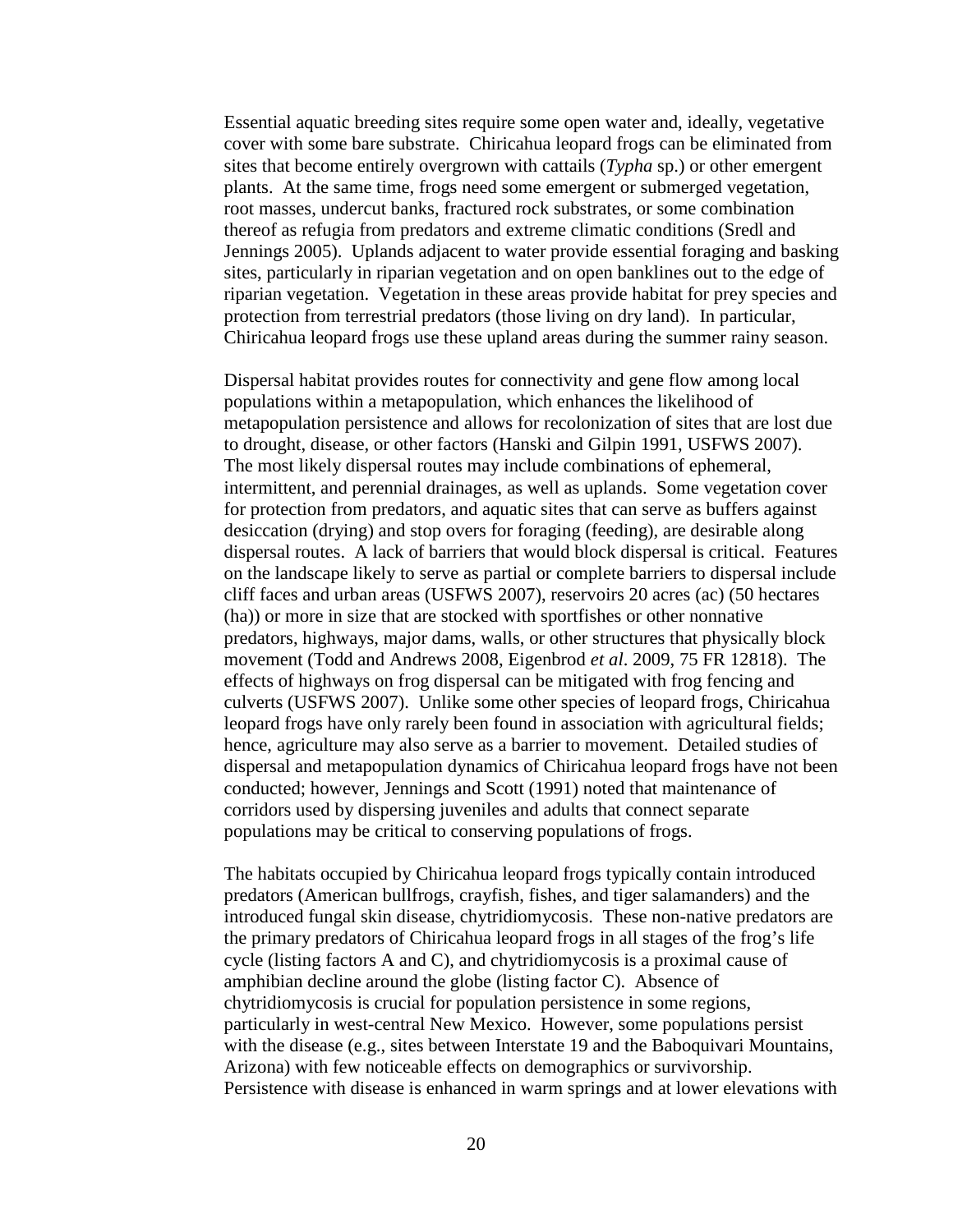Essential aquatic breeding sites require some open water and, ideally, vegetative cover with some bare substrate. Chiricahua leopard frogs can be eliminated from sites that become entirely overgrown with cattails (*Typha* sp.) or other emergent plants. At the same time, frogs need some emergent or submerged vegetation, root masses, undercut banks, fractured rock substrates, or some combination thereof as refugia from predators and extreme climatic conditions (Sredl and Jennings 2005). Uplands adjacent to water provide essential foraging and basking sites, particularly in riparian vegetation and on open banklines out to the edge of riparian vegetation. Vegetation in these areas provide habitat for prey species and protection from terrestrial predators (those living on dry land). In particular, Chiricahua leopard frogs use these upland areas during the summer rainy season.

Dispersal habitat provides routes for connectivity and gene flow among local populations within a metapopulation, which enhances the likelihood of metapopulation persistence and allows for recolonization of sites that are lost due to drought, disease, or other factors (Hanski and Gilpin 1991, USFWS 2007). The most likely dispersal routes may include combinations of ephemeral, intermittent, and perennial drainages, as well as uplands. Some vegetation cover for protection from predators, and aquatic sites that can serve as buffers against desiccation (drying) and stop overs for foraging (feeding), are desirable along dispersal routes. A lack of barriers that would block dispersal is critical. Features on the landscape likely to serve as partial or complete barriers to dispersal include cliff faces and urban areas (USFWS 2007), reservoirs 20 acres (ac) (50 hectares (ha)) or more in size that are stocked with sportfishes or other nonnative predators, highways, major dams, walls, or other structures that physically block movement (Todd and Andrews 2008, Eigenbrod *et al*. 2009, 75 FR 12818). The effects of highways on frog dispersal can be mitigated with frog fencing and culverts (USFWS 2007). Unlike some other species of leopard frogs, Chiricahua leopard frogs have only rarely been found in association with agricultural fields; hence, agriculture may also serve as a barrier to movement. Detailed studies of dispersal and metapopulation dynamics of Chiricahua leopard frogs have not been conducted; however, Jennings and Scott (1991) noted that maintenance of corridors used by dispersing juveniles and adults that connect separate populations may be critical to conserving populations of frogs.

The habitats occupied by Chiricahua leopard frogs typically contain introduced predators (American bullfrogs, crayfish, fishes, and tiger salamanders) and the introduced fungal skin disease, chytridiomycosis. These non-native predators are the primary predators of Chiricahua leopard frogs in all stages of the frog's life cycle (listing factors A and C), and chytridiomycosis is a proximal cause of amphibian decline around the globe (listing factor C). Absence of chytridiomycosis is crucial for population persistence in some regions, particularly in west-central New Mexico. However, some populations persist with the disease (e.g., sites between Interstate 19 and the Baboquivari Mountains, Arizona) with few noticeable effects on demographics or survivorship. Persistence with disease is enhanced in warm springs and at lower elevations with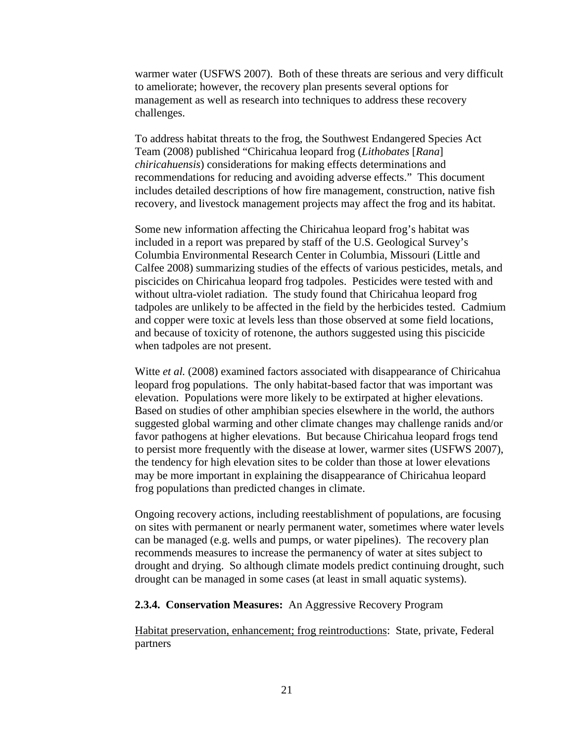warmer water (USFWS 2007). Both of these threats are serious and very difficult to ameliorate; however, the recovery plan presents several options for management as well as research into techniques to address these recovery challenges.

To address habitat threats to the frog, the Southwest Endangered Species Act Team (2008) published "Chiricahua leopard frog (*Lithobates* [*Rana*] *chiricahuensis*) considerations for making effects determinations and recommendations for reducing and avoiding adverse effects." This document includes detailed descriptions of how fire management, construction, native fish recovery, and livestock management projects may affect the frog and its habitat.

Some new information affecting the Chiricahua leopard frog's habitat was included in a report was prepared by staff of the U.S. Geological Survey's Columbia Environmental Research Center in Columbia, Missouri (Little and Calfee 2008) summarizing studies of the effects of various pesticides, metals, and piscicides on Chiricahua leopard frog tadpoles. Pesticides were tested with and without ultra-violet radiation. The study found that Chiricahua leopard frog tadpoles are unlikely to be affected in the field by the herbicides tested. Cadmium and copper were toxic at levels less than those observed at some field locations, and because of toxicity of rotenone, the authors suggested using this piscicide when tadpoles are not present.

Witte *et al.* (2008) examined factors associated with disappearance of Chiricahua leopard frog populations. The only habitat-based factor that was important was elevation. Populations were more likely to be extirpated at higher elevations. Based on studies of other amphibian species elsewhere in the world, the authors suggested global warming and other climate changes may challenge ranids and/or favor pathogens at higher elevations. But because Chiricahua leopard frogs tend to persist more frequently with the disease at lower, warmer sites (USFWS 2007), the tendency for high elevation sites to be colder than those at lower elevations may be more important in explaining the disappearance of Chiricahua leopard frog populations than predicted changes in climate.

Ongoing recovery actions, including reestablishment of populations, are focusing on sites with permanent or nearly permanent water, sometimes where water levels can be managed (e.g. wells and pumps, or water pipelines). The recovery plan recommends measures to increase the permanency of water at sites subject to drought and drying. So although climate models predict continuing drought, such drought can be managed in some cases (at least in small aquatic systems).

**2.3.4. Conservation Measures:** An Aggressive Recovery Program

<u>Habitat preservation, enhancement; frog reintroductions</u>: State, private, Federal partners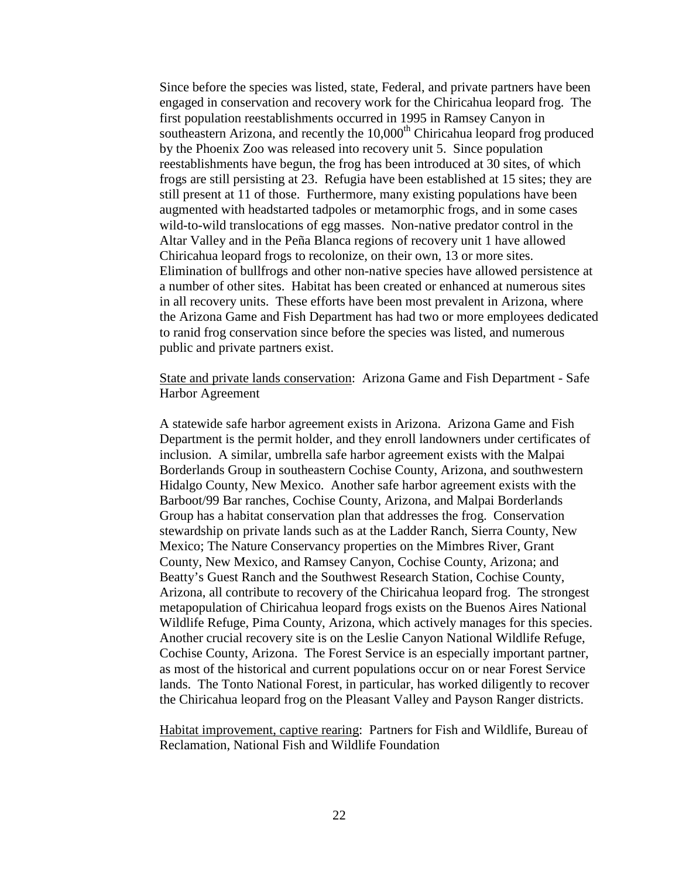Since before the species was listed, state, Federal, and private partners have been engaged in conservation and recovery work for the Chiricahua leopard frog. The first population reestablishments occurred in 1995 in Ramsey Canyon in southeastern Arizona, and recently the 10,000$^{th}$ Chiricahua leopard frog produced by the Phoenix Zoo was released into recovery unit 5. Since population reestablishments have begun, the frog has been introduced at 30 sites, of which frogs are still persisting at 23. Refugia have been established at 15 sites; they are still present at 11 of those. Furthermore, many existing populations have been augmented with headstarted tadpoles or metamorphic frogs, and in some cases wild-to-wild translocations of egg masses. Non-native predator control in the Altar Valley and in the Peña Blanca regions of recovery unit 1 have allowed Chiricahua leopard frogs to recolonize, on their own, 13 or more sites. Elimination of bullfrogs and other non-native species have allowed persistence at a number of other sites. Habitat has been created or enhanced at numerous sites in all recovery units. These efforts have been most prevalent in Arizona, where the Arizona Game and Fish Department has had two or more employees dedicated to ranid frog conservation since before the species was listed, and numerous public and private partners exist.

<u>State and private lands conservation</u>: Arizona Game and Fish Department - Safe Harbor Agreement

A statewide safe harbor agreement exists in Arizona. Arizona Game and Fish Department is the permit holder, and they enroll landowners under certificates of inclusion. A similar, umbrella safe harbor agreement exists with the Malpai Borderlands Group in southeastern Cochise County, Arizona, and southwestern Hidalgo County, New Mexico. Another safe harbor agreement exists with the Barboot/99 Bar ranches, Cochise County, Arizona, and Malpai Borderlands Group has a habitat conservation plan that addresses the frog. Conservation stewardship on private lands such as at the Ladder Ranch, Sierra County, New Mexico; The Nature Conservancy properties on the Mimbres River, Grant County, New Mexico, and Ramsey Canyon, Cochise County, Arizona; and Beatty's Guest Ranch and the Southwest Research Station, Cochise County, Arizona, all contribute to recovery of the Chiricahua leopard frog. The strongest metapopulation of Chiricahua leopard frogs exists on the Buenos Aires National Wildlife Refuge, Pima County, Arizona, which actively manages for this species. Another crucial recovery site is on the Leslie Canyon National Wildlife Refuge, Cochise County, Arizona. The Forest Service is an especially important partner, as most of the historical and current populations occur on or near Forest Service lands. The Tonto National Forest, in particular, has worked diligently to recover the Chiricahua leopard frog on the Pleasant Valley and Payson Ranger districts.

<u>Habitat improvement, captive rearing</u>: Partners for Fish and Wildlife, Bureau of Reclamation, National Fish and Wildlife Foundation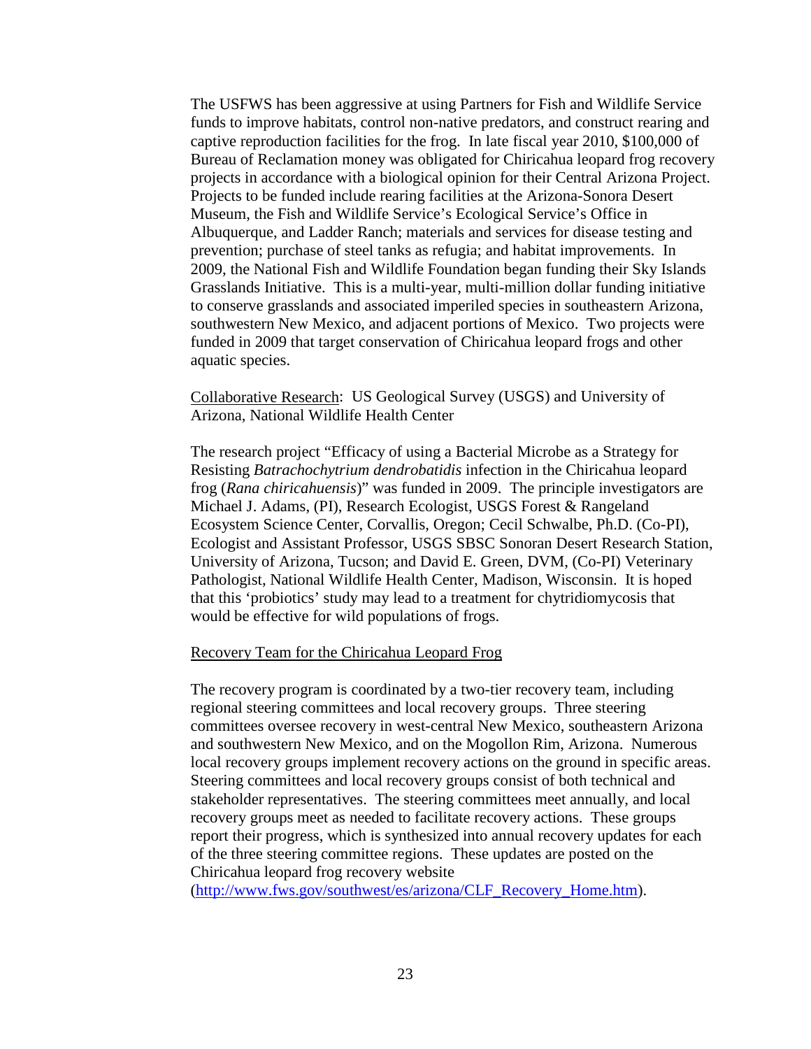The USFWS has been aggressive at using Partners for Fish and Wildlife Service funds to improve habitats, control non-native predators, and construct rearing and captive reproduction facilities for the frog. In late fiscal year 2010, $100,000 of Bureau of Reclamation money was obligated for Chiricahua leopard frog recovery projects in accordance with a biological opinion for their Central Arizona Project. Projects to be funded include rearing facilities at the Arizona-Sonora Desert Museum, the Fish and Wildlife Service's Ecological Service's Office in Albuquerque, and Ladder Ranch; materials and services for disease testing and prevention; purchase of steel tanks as refugia; and habitat improvements. In 2009, the National Fish and Wildlife Foundation began funding their Sky Islands Grasslands Initiative. This is a multi-year, multi-million dollar funding initiative to conserve grasslands and associated imperiled species in southeastern Arizona, southwestern New Mexico, and adjacent portions of Mexico. Two projects were funded in 2009 that target conservation of Chiricahua leopard frogs and other aquatic species.

<u>Collaborative Research</u>: US Geological Survey (USGS) and University of Arizona, National Wildlife Health Center

The research project "Efficacy of using a Bacterial Microbe as a Strategy for Resisting *Batrachochytrium dendrobatidis* infection in the Chiricahua leopard frog (*Rana chiricahuensis*)" was funded in 2009. The principle investigators are Michael J. Adams, (PI), Research Ecologist, USGS Forest & Rangeland Ecosystem Science Center, Corvallis, Oregon; Cecil Schwalbe, Ph.D. (Co-PI), Ecologist and Assistant Professor, USGS SBSC Sonoran Desert Research Station, University of Arizona, Tucson; and David E. Green, DVM, (Co-PI) Veterinary Pathologist, National Wildlife Health Center, Madison, Wisconsin. It is hoped that this 'probiotics' study may lead to a treatment for chytridiomycosis that would be effective for wild populations of frogs.

<u>Recovery Team for the Chiricahua Leopard Frog</u>

The recovery program is coordinated by a two-tier recovery team, including regional steering committees and local recovery groups. Three steering committees oversee recovery in west-central New Mexico, southeastern Arizona and southwestern New Mexico, and on the Mogollon Rim, Arizona. Numerous local recovery groups implement recovery actions on the ground in specific areas. Steering committees and local recovery groups consist of both technical and stakeholder representatives. The steering committees meet annually, and local recovery groups meet as needed to facilitate recovery actions. These groups report their progress, which is synthesized into annual recovery updates for each of the three steering committee regions. These updates are posted on the Chiricahua leopard frog recovery website (http://www.fws.gov/southwest/es/arizona/CLF_Recovery_Home.htm).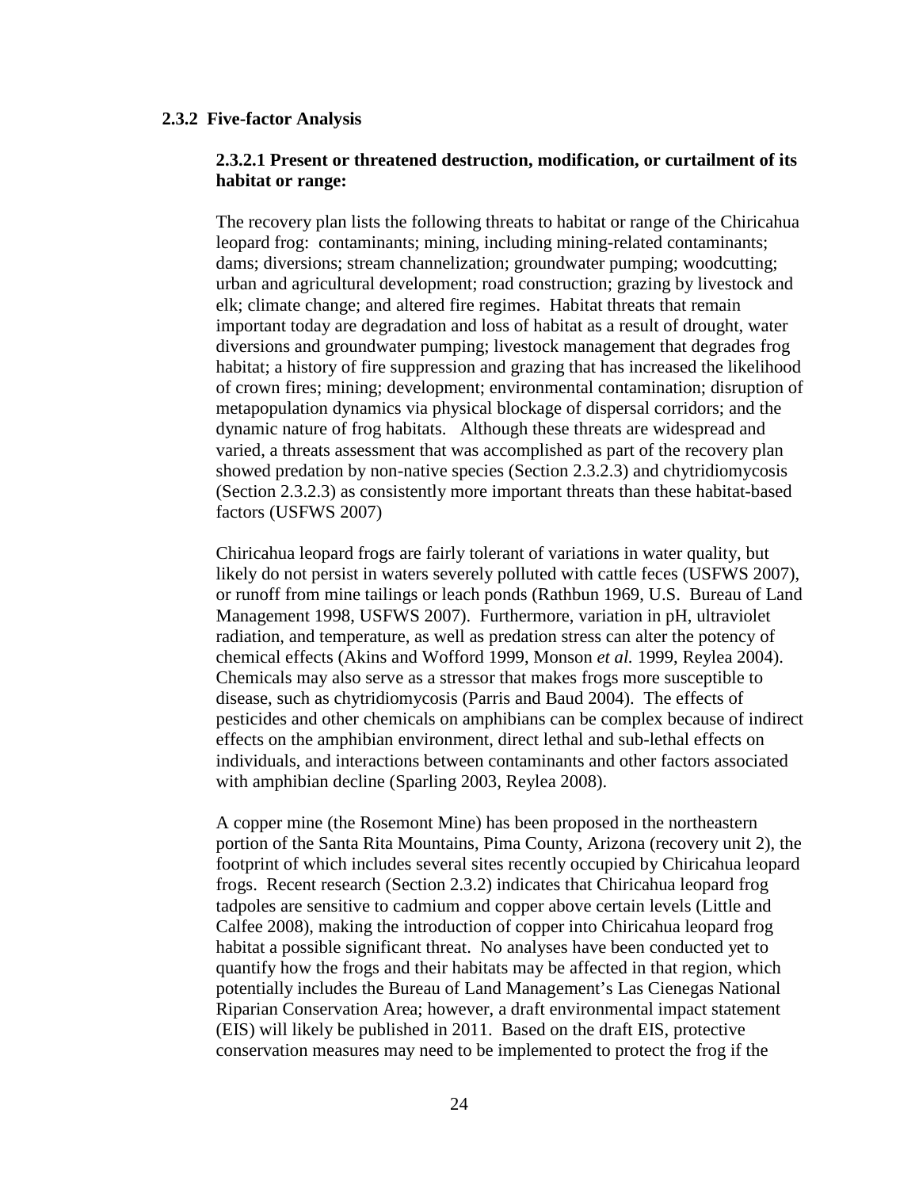### 2.3.2 Five-factor Analysis

#### 2.3.2.1 Present or threatened destruction, modification, or curtailment of its habitat or range:

The recovery plan lists the following threats to habitat or range of the Chiricahua leopard frog: contaminants; mining, including mining-related contaminants; dams; diversions; stream channelization; groundwater pumping; woodcutting; urban and agricultural development; road construction; grazing by livestock and elk; climate change; and altered fire regimes. Habitat threats that remain important today are degradation and loss of habitat as a result of drought, water diversions and groundwater pumping; livestock management that degrades frog habitat; a history of fire suppression and grazing that has increased the likelihood of crown fires; mining; development; environmental contamination; disruption of metapopulation dynamics via physical blockage of dispersal corridors; and the dynamic nature of frog habitats. Although these threats are widespread and varied, a threats assessment that was accomplished as part of the recovery plan showed predation by non-native species (Section 2.3.2.3) and chytridiomycosis (Section 2.3.2.3) as consistently more important threats than these habitat-based factors (USFWS 2007)

Chiricahua leopard frogs are fairly tolerant of variations in water quality, but likely do not persist in waters severely polluted with cattle feces (USFWS 2007), or runoff from mine tailings or leach ponds (Rathbun 1969, U.S. Bureau of Land Management 1998, USFWS 2007). Furthermore, variation in pH, ultraviolet radiation, and temperature, as well as predation stress can alter the potency of chemical effects (Akins and Wofford 1999, Monson *et al.* 1999, Reylea 2004). Chemicals may also serve as a stressor that makes frogs more susceptible to disease, such as chytridiomycosis (Parris and Baud 2004). The effects of pesticides and other chemicals on amphibians can be complex because of indirect effects on the amphibian environment, direct lethal and sub-lethal effects on individuals, and interactions between contaminants and other factors associated with amphibian decline (Sparling 2003, Reylea 2008).

A copper mine (the Rosemont Mine) has been proposed in the northeastern portion of the Santa Rita Mountains, Pima County, Arizona (recovery unit 2), the footprint of which includes several sites recently occupied by Chiricahua leopard frogs. Recent research (Section 2.3.2) indicates that Chiricahua leopard frog tadpoles are sensitive to cadmium and copper above certain levels (Little and Calfee 2008), making the introduction of copper into Chiricahua leopard frog habitat a possible significant threat. No analyses have been conducted yet to quantify how the frogs and their habitats may be affected in that region, which potentially includes the Bureau of Land Management's Las Cienegas National Riparian Conservation Area; however, a draft environmental impact statement (EIS) will likely be published in 2011. Based on the draft EIS, protective conservation measures may need to be implemented to protect the frog if the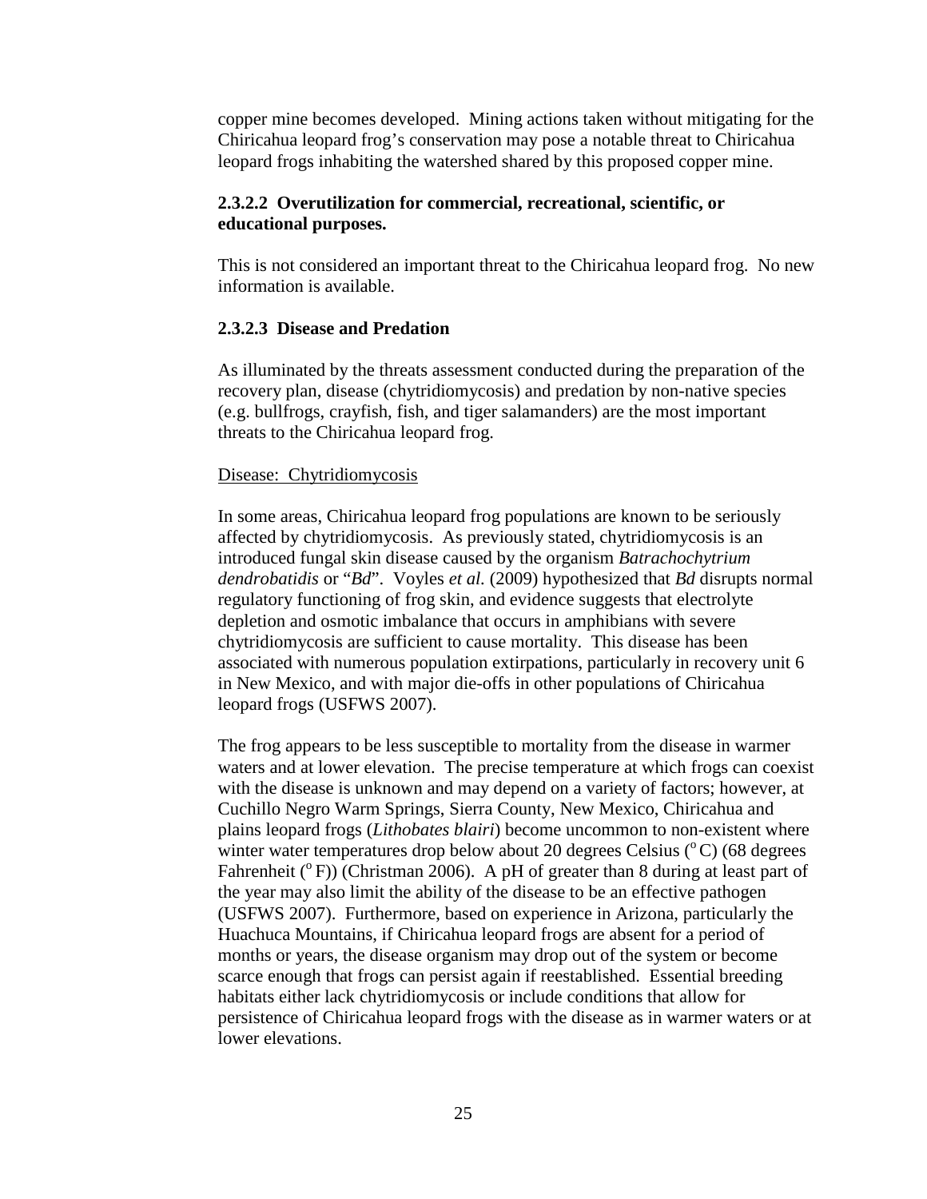copper mine becomes developed. Mining actions taken without mitigating for the Chiricahua leopard frog's conservation may pose a notable threat to Chiricahua leopard frogs inhabiting the watershed shared by this proposed copper mine.

#### 2.3.2.2 Overutilization for commercial, recreational, scientific, or educational purposes.

This is not considered an important threat to the Chiricahua leopard frog. No new information is available.

#### 2.3.2.3 Disease and Predation

As illuminated by the threats assessment conducted during the preparation of the recovery plan, disease (chytridiomycosis) and predation by non-native species (e.g. bullfrogs, crayfish, fish, and tiger salamanders) are the most important threats to the Chiricahua leopard frog.

<u>Disease: Chytridiomycosis</u>

In some areas, Chiricahua leopard frog populations are known to be seriously affected by chytridiomycosis. As previously stated, chytridiomycosis is an introduced fungal skin disease caused by the organism *Batrachochytrium dendrobatidis* or "*Bd*". Voyles *et al.* (2009) hypothesized that *Bd* disrupts normal regulatory functioning of frog skin, and evidence suggests that electrolyte depletion and osmotic imbalance that occurs in amphibians with severe chytridiomycosis are sufficient to cause mortality. This disease has been associated with numerous population extirpations, particularly in recovery unit 6 in New Mexico, and with major die-offs in other populations of Chiricahua leopard frogs (USFWS 2007).

The frog appears to be less susceptible to mortality from the disease in warmer waters and at lower elevation. The precise temperature at which frogs can coexist with the disease is unknown and may depend on a variety of factors; however, at Cuchillo Negro Warm Springs, Sierra County, New Mexico, Chiricahua and plains leopard frogs (*Lithobates blairi*) become uncommon to non-existent where winter water temperatures drop below about 20 degrees Celsius ($^{o}$C) (68 degrees Fahrenheit ($^{o}$F)) (Christman 2006). A pH of greater than 8 during at least part of the year may also limit the ability of the disease to be an effective pathogen (USFWS 2007). Furthermore, based on experience in Arizona, particularly the Huachuca Mountains, if Chiricahua leopard frogs are absent for a period of months or years, the disease organism may drop out of the system or become scarce enough that frogs can persist again if reestablished. Essential breeding habitats either lack chytridiomycosis or include conditions that allow for persistence of Chiricahua leopard frogs with the disease as in warmer waters or at lower elevations.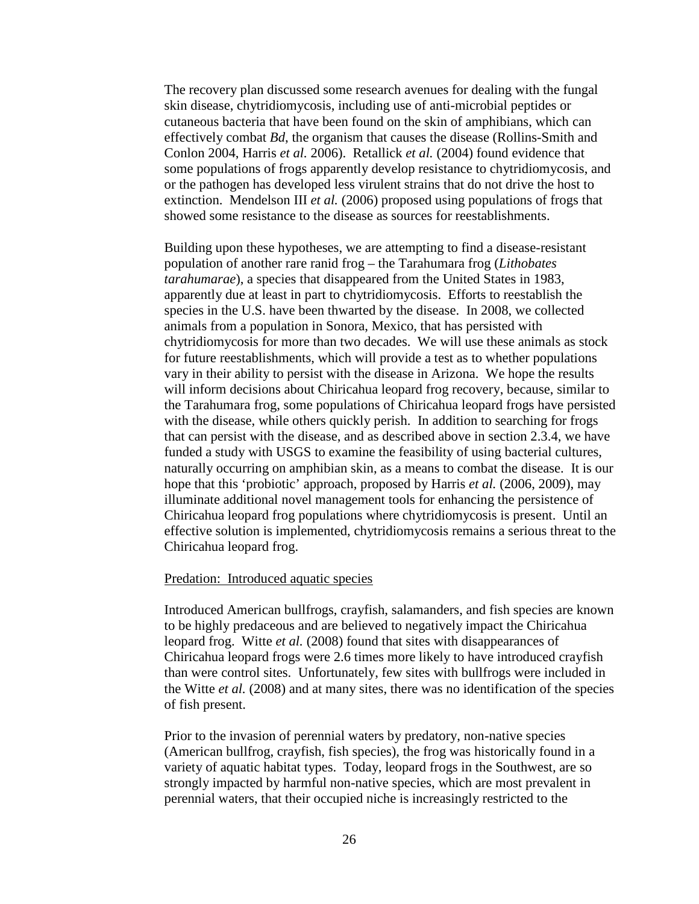The recovery plan discussed some research avenues for dealing with the fungal skin disease, chytridiomycosis, including use of anti-microbial peptides or cutaneous bacteria that have been found on the skin of amphibians, which can effectively combat *Bd*, the organism that causes the disease (Rollins-Smith and Conlon 2004, Harris *et al.* 2006). Retallick *et al.* (2004) found evidence that some populations of frogs apparently develop resistance to chytridiomycosis, and or the pathogen has developed less virulent strains that do not drive the host to extinction. Mendelson III *et al.* (2006) proposed using populations of frogs that showed some resistance to the disease as sources for reestablishments.

Building upon these hypotheses, we are attempting to find a disease-resistant population of another rare ranid frog – the Tarahumara frog (*Lithobates tarahumarae*), a species that disappeared from the United States in 1983, apparently due at least in part to chytridiomycosis. Efforts to reestablish the species in the U.S. have been thwarted by the disease. In 2008, we collected animals from a population in Sonora, Mexico, that has persisted with chytridiomycosis for more than two decades. We will use these animals as stock for future reestablishments, which will provide a test as to whether populations vary in their ability to persist with the disease in Arizona. We hope the results will inform decisions about Chiricahua leopard frog recovery, because, similar to the Tarahumara frog, some populations of Chiricahua leopard frogs have persisted with the disease, while others quickly perish. In addition to searching for frogs that can persist with the disease, and as described above in section 2.3.4, we have funded a study with USGS to examine the feasibility of using bacterial cultures, naturally occurring on amphibian skin, as a means to combat the disease. It is our hope that this 'probiotic' approach, proposed by Harris *et al.* (2006, 2009), may illuminate additional novel management tools for enhancing the persistence of Chiricahua leopard frog populations where chytridiomycosis is present. Until an effective solution is implemented, chytridiomycosis remains a serious threat to the Chiricahua leopard frog.

Predation: Introduced aquatic species

Introduced American bullfrogs, crayfish, salamanders, and fish species are known to be highly predaceous and are believed to negatively impact the Chiricahua leopard frog. Witte *et al.* (2008) found that sites with disappearances of Chiricahua leopard frogs were 2.6 times more likely to have introduced crayfish than were control sites. Unfortunately, few sites with bullfrogs were included in the Witte *et al.* (2008) and at many sites, there was no identification of the species of fish present.

Prior to the invasion of perennial waters by predatory, non-native species (American bullfrog, crayfish, fish species), the frog was historically found in a variety of aquatic habitat types. Today, leopard frogs in the Southwest, are so strongly impacted by harmful non-native species, which are most prevalent in perennial waters, that their occupied niche is increasingly restricted to the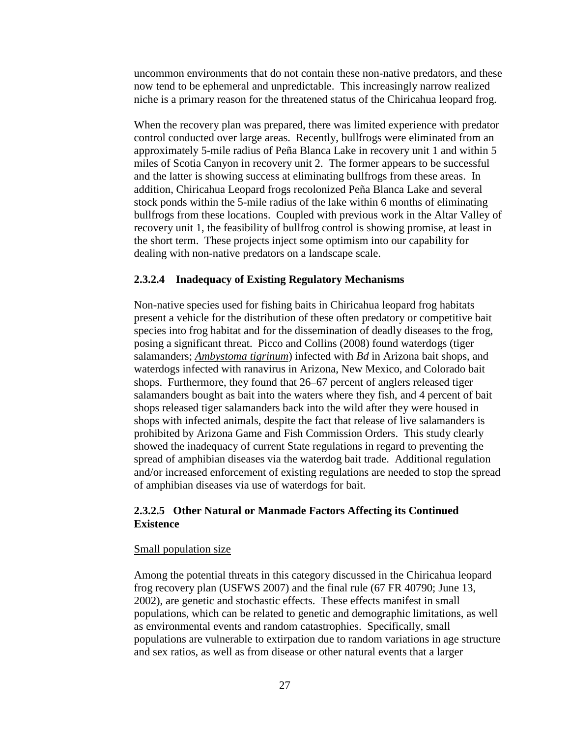uncommon environments that do not contain these non-native predators, and these now tend to be ephemeral and unpredictable. This increasingly narrow realized niche is a primary reason for the threatened status of the Chiricahua leopard frog.

When the recovery plan was prepared, there was limited experience with predator control conducted over large areas. Recently, bullfrogs were eliminated from an approximately 5-mile radius of Peña Blanca Lake in recovery unit 1 and within 5 miles of Scotia Canyon in recovery unit 2. The former appears to be successful and the latter is showing success at eliminating bullfrogs from these areas. In addition, Chiricahua Leopard frogs recolonized Peña Blanca Lake and several stock ponds within the 5-mile radius of the lake within 6 months of eliminating bullfrogs from these locations. Coupled with previous work in the Altar Valley of recovery unit 1, the feasibility of bullfrog control is showing promise, at least in the short term. These projects inject some optimism into our capability for dealing with non-native predators on a landscape scale.

#### 2.3.2.4 Inadequacy of Existing Regulatory Mechanisms

Non-native species used for fishing baits in Chiricahua leopard frog habitats present a vehicle for the distribution of these often predatory or competitive bait species into frog habitat and for the dissemination of deadly diseases to the frog, posing a significant threat. Picco and Collins (2008) found waterdogs (tiger salamanders; ***Ambystoma tigrinum***) infected with *Bd* in Arizona bait shops, and waterdogs infected with ranavirus in Arizona, New Mexico, and Colorado bait shops. Furthermore, they found that 26–67 percent of anglers released tiger salamanders bought as bait into the waters where they fish, and 4 percent of bait shops released tiger salamanders back into the wild after they were housed in shops with infected animals, despite the fact that release of live salamanders is prohibited by Arizona Game and Fish Commission Orders. This study clearly showed the inadequacy of current State regulations in regard to preventing the spread of amphibian diseases via the waterdog bait trade. Additional regulation and/or increased enforcement of existing regulations are needed to stop the spread of amphibian diseases via use of waterdogs for bait.

#### 2.3.2.5 Other Natural or Manmade Factors Affecting its Continued Existence

Small population size

Among the potential threats in this category discussed in the Chiricahua leopard frog recovery plan (USFWS 2007) and the final rule (67 FR 40790; June 13, 2002), are genetic and stochastic effects. These effects manifest in small populations, which can be related to genetic and demographic limitations, as well as environmental events and random catastrophies. Specifically, small populations are vulnerable to extirpation due to random variations in age structure and sex ratios, as well as from disease or other natural events that a larger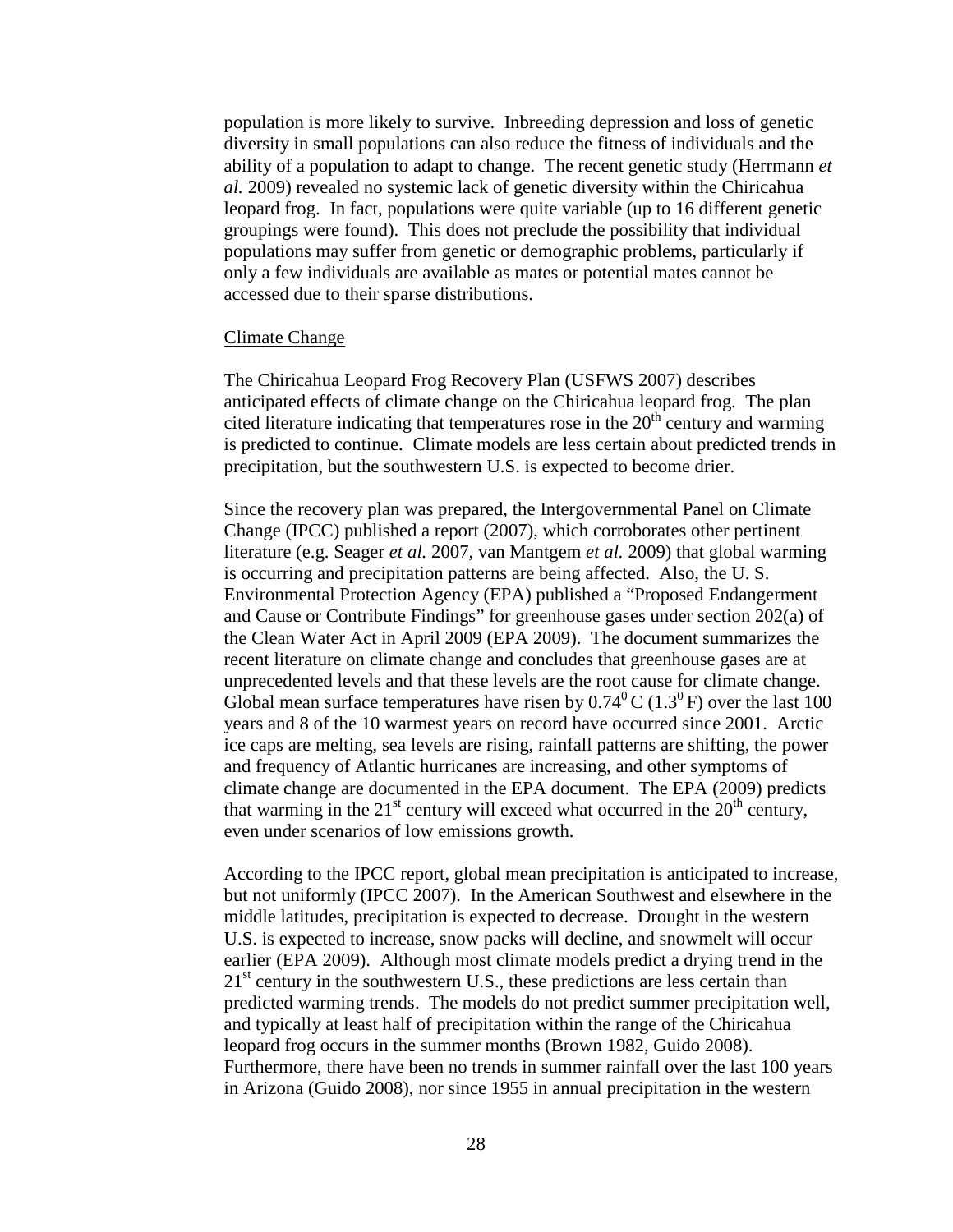population is more likely to survive. Inbreeding depression and loss of genetic diversity in small populations can also reduce the fitness of individuals and the ability of a population to adapt to change. The recent genetic study (Herrmann *et al.* 2009) revealed no systemic lack of genetic diversity within the Chiricahua leopard frog. In fact, populations were quite variable (up to 16 different genetic groupings were found). This does not preclude the possibility that individual populations may suffer from genetic or demographic problems, particularly if only a few individuals are available as mates or potential mates cannot be accessed due to their sparse distributions.

## Climate Change

The Chiricahua Leopard Frog Recovery Plan (USFWS 2007) describes anticipated effects of climate change on the Chiricahua leopard frog. The plan cited literature indicating that temperatures rose in the 20th century and warming is predicted to continue. Climate models are less certain about predicted trends in precipitation, but the southwestern U.S. is expected to become drier.

Since the recovery plan was prepared, the Intergovernmental Panel on Climate Change (IPCC) published a report (2007), which corroborates other pertinent literature (e.g. Seager *et al.* 2007, van Mantgem *et al.* 2009) that global warming is occurring and precipitation patterns are being affected. Also, the U. S. Environmental Protection Agency (EPA) published a "Proposed Endangerment and Cause or Contribute Findings" for greenhouse gases under section 202(a) of the Clean Water Act in April 2009 (EPA 2009). The document summarizes the recent literature on climate change and concludes that greenhouse gases are at unprecedented levels and that these levels are the root cause for climate change. Global mean surface temperatures have risen by $0.74^0$ C ($1.3^0$ F) over the last 100 years and 8 of the 10 warmest years on record have occurred since 2001. Arctic ice caps are melting, sea levels are rising, rainfall patterns are shifting, the power and frequency of Atlantic hurricanes are increasing, and other symptoms of climate change are documented in the EPA document. The EPA (2009) predicts that warming in the 21st century will exceed what occurred in the 20th century, even under scenarios of low emissions growth.

According to the IPCC report, global mean precipitation is anticipated to increase, but not uniformly (IPCC 2007). In the American Southwest and elsewhere in the middle latitudes, precipitation is expected to decrease. Drought in the western U.S. is expected to increase, snow packs will decline, and snowmelt will occur earlier (EPA 2009). Although most climate models predict a drying trend in the 21st century in the southwestern U.S., these predictions are less certain than predicted warming trends. The models do not predict summer precipitation well, and typically at least half of precipitation within the range of the Chiricahua leopard frog occurs in the summer months (Brown 1982, Guido 2008). Furthermore, there have been no trends in summer rainfall over the last 100 years in Arizona (Guido 2008), nor since 1955 in annual precipitation in the western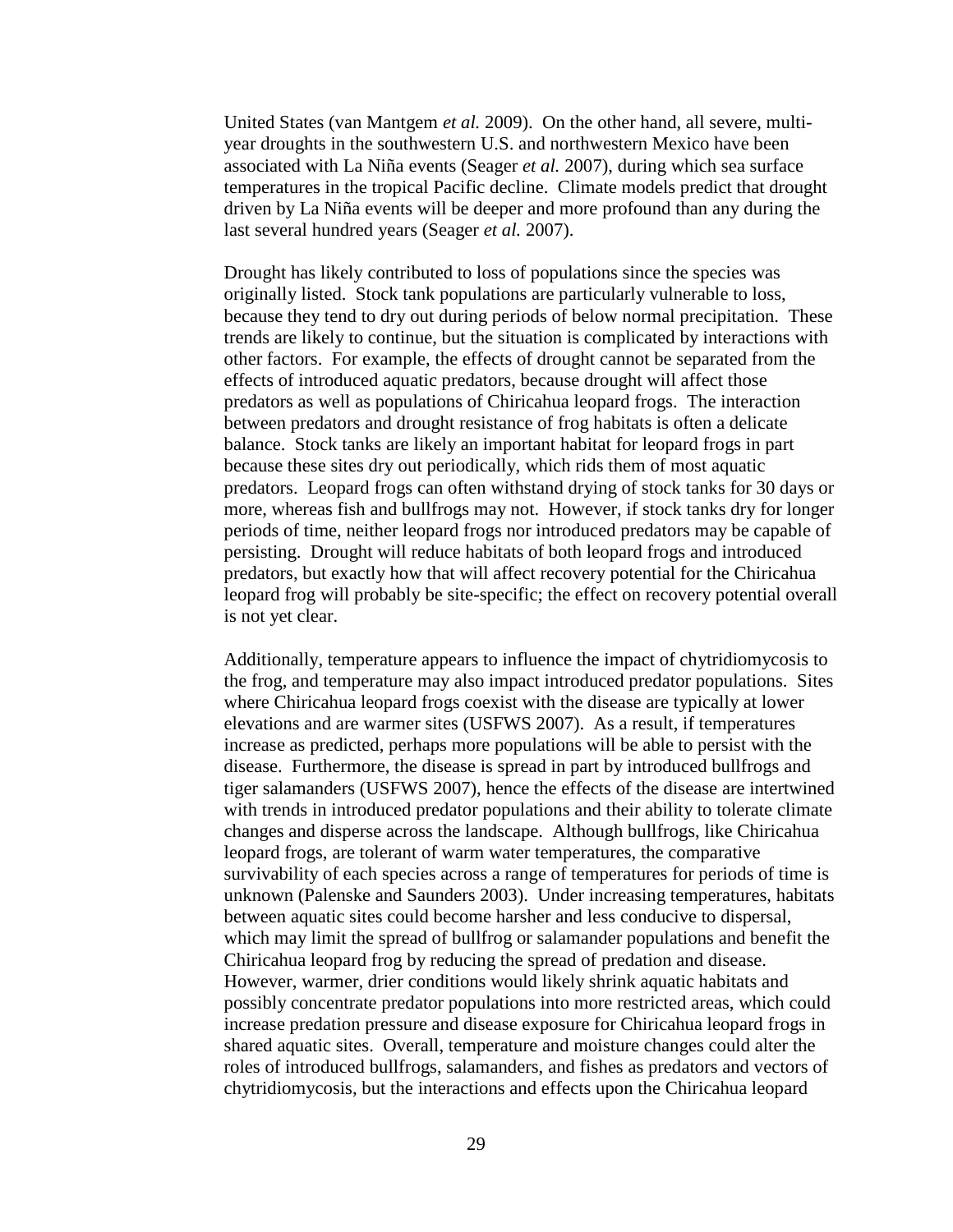United States (van Mantgem *et al.* 2009). On the other hand, all severe, multi-year droughts in the southwestern U.S. and northwestern Mexico have been associated with La Niña events (Seager *et al.* 2007), during which sea surface temperatures in the tropical Pacific decline. Climate models predict that drought driven by La Niña events will be deeper and more profound than any during the last several hundred years (Seager *et al.* 2007).

Drought has likely contributed to loss of populations since the species was originally listed. Stock tank populations are particularly vulnerable to loss, because they tend to dry out during periods of below normal precipitation. These trends are likely to continue, but the situation is complicated by interactions with other factors. For example, the effects of drought cannot be separated from the effects of introduced aquatic predators, because drought will affect those predators as well as populations of Chiricahua leopard frogs. The interaction between predators and drought resistance of frog habitats is often a delicate balance. Stock tanks are likely an important habitat for leopard frogs in part because these sites dry out periodically, which rids them of most aquatic predators. Leopard frogs can often withstand drying of stock tanks for 30 days or more, whereas fish and bullfrogs may not. However, if stock tanks dry for longer periods of time, neither leopard frogs nor introduced predators may be capable of persisting. Drought will reduce habitats of both leopard frogs and introduced predators, but exactly how that will affect recovery potential for the Chiricahua leopard frog will probably be site-specific; the effect on recovery potential overall is not yet clear.

Additionally, temperature appears to influence the impact of chytridiomycosis to the frog, and temperature may also impact introduced predator populations. Sites where Chiricahua leopard frogs coexist with the disease are typically at lower elevations and are warmer sites (USFWS 2007). As a result, if temperatures increase as predicted, perhaps more populations will be able to persist with the disease. Furthermore, the disease is spread in part by introduced bullfrogs and tiger salamanders (USFWS 2007), hence the effects of the disease are intertwined with trends in introduced predator populations and their ability to tolerate climate changes and disperse across the landscape. Although bullfrogs, like Chiricahua leopard frogs, are tolerant of warm water temperatures, the comparative survivability of each species across a range of temperatures for periods of time is unknown (Palenske and Saunders 2003). Under increasing temperatures, habitats between aquatic sites could become harsher and less conducive to dispersal, which may limit the spread of bullfrog or salamander populations and benefit the Chiricahua leopard frog by reducing the spread of predation and disease. However, warmer, drier conditions would likely shrink aquatic habitats and possibly concentrate predator populations into more restricted areas, which could increase predation pressure and disease exposure for Chiricahua leopard frogs in shared aquatic sites. Overall, temperature and moisture changes could alter the roles of introduced bullfrogs, salamanders, and fishes as predators and vectors of chytridiomycosis, but the interactions and effects upon the Chiricahua leopard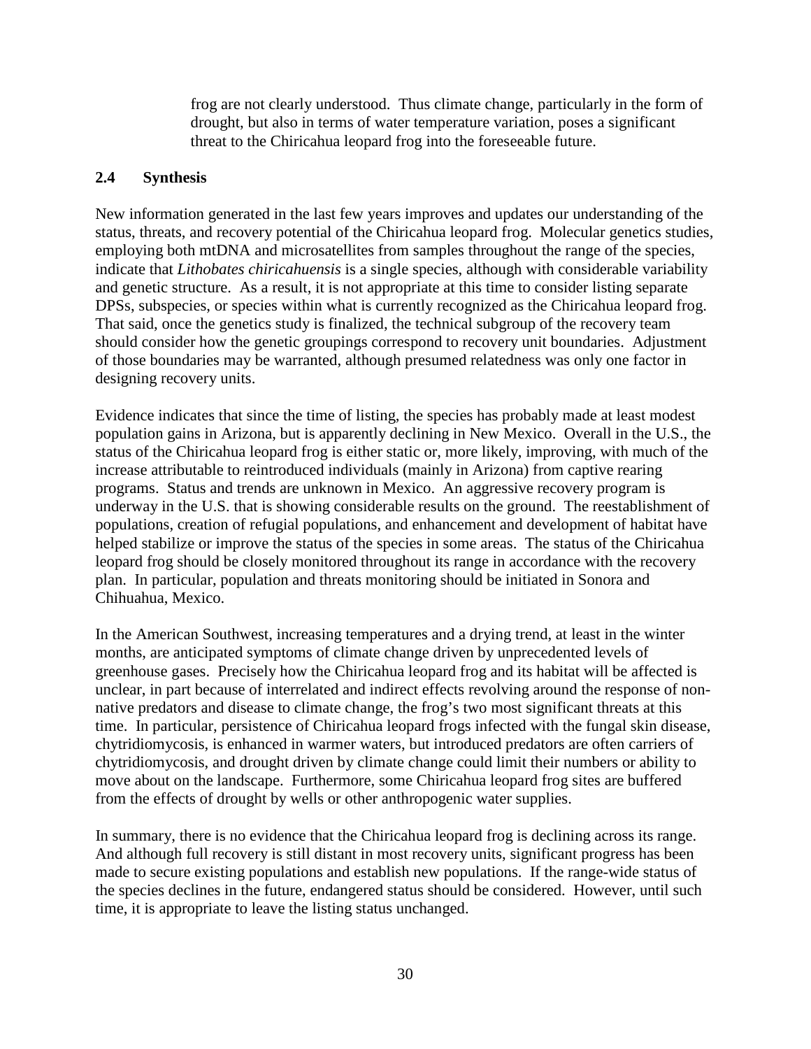frog are not clearly understood. Thus climate change, particularly in the form of drought, but also in terms of water temperature variation, poses a significant threat to the Chiricahua leopard frog into the foreseeable future.

## 2.4 Synthesis

New information generated in the last few years improves and updates our understanding of the status, threats, and recovery potential of the Chiricahua leopard frog. Molecular genetics studies, employing both mtDNA and microsatellites from samples throughout the range of the species, indicate that *Lithobates chiricahuensis* is a single species, although with considerable variability and genetic structure. As a result, it is not appropriate at this time to consider listing separate DPSs, subspecies, or species within what is currently recognized as the Chiricahua leopard frog. That said, once the genetics study is finalized, the technical subgroup of the recovery team should consider how the genetic groupings correspond to recovery unit boundaries. Adjustment of those boundaries may be warranted, although presumed relatedness was only one factor in designing recovery units.

Evidence indicates that since the time of listing, the species has probably made at least modest population gains in Arizona, but is apparently declining in New Mexico. Overall in the U.S., the status of the Chiricahua leopard frog is either static or, more likely, improving, with much of the increase attributable to reintroduced individuals (mainly in Arizona) from captive rearing programs. Status and trends are unknown in Mexico. An aggressive recovery program is underway in the U.S. that is showing considerable results on the ground. The reestablishment of populations, creation of refugial populations, and enhancement and development of habitat have helped stabilize or improve the status of the species in some areas. The status of the Chiricahua leopard frog should be closely monitored throughout its range in accordance with the recovery plan. In particular, population and threats monitoring should be initiated in Sonora and Chihuahua, Mexico.

In the American Southwest, increasing temperatures and a drying trend, at least in the winter months, are anticipated symptoms of climate change driven by unprecedented levels of greenhouse gases. Precisely how the Chiricahua leopard frog and its habitat will be affected is unclear, in part because of interrelated and indirect effects revolving around the response of non-native predators and disease to climate change, the frog's two most significant threats at this time. In particular, persistence of Chiricahua leopard frogs infected with the fungal skin disease, chytridiomycosis, is enhanced in warmer waters, but introduced predators are often carriers of chytridiomycosis, and drought driven by climate change could limit their numbers or ability to move about on the landscape. Furthermore, some Chiricahua leopard frog sites are buffered from the effects of drought by wells or other anthropogenic water supplies.

In summary, there is no evidence that the Chiricahua leopard frog is declining across its range. And although full recovery is still distant in most recovery units, significant progress has been made to secure existing populations and establish new populations. If the range-wide status of the species declines in the future, endangered status should be considered. However, until such time, it is appropriate to leave the listing status unchanged.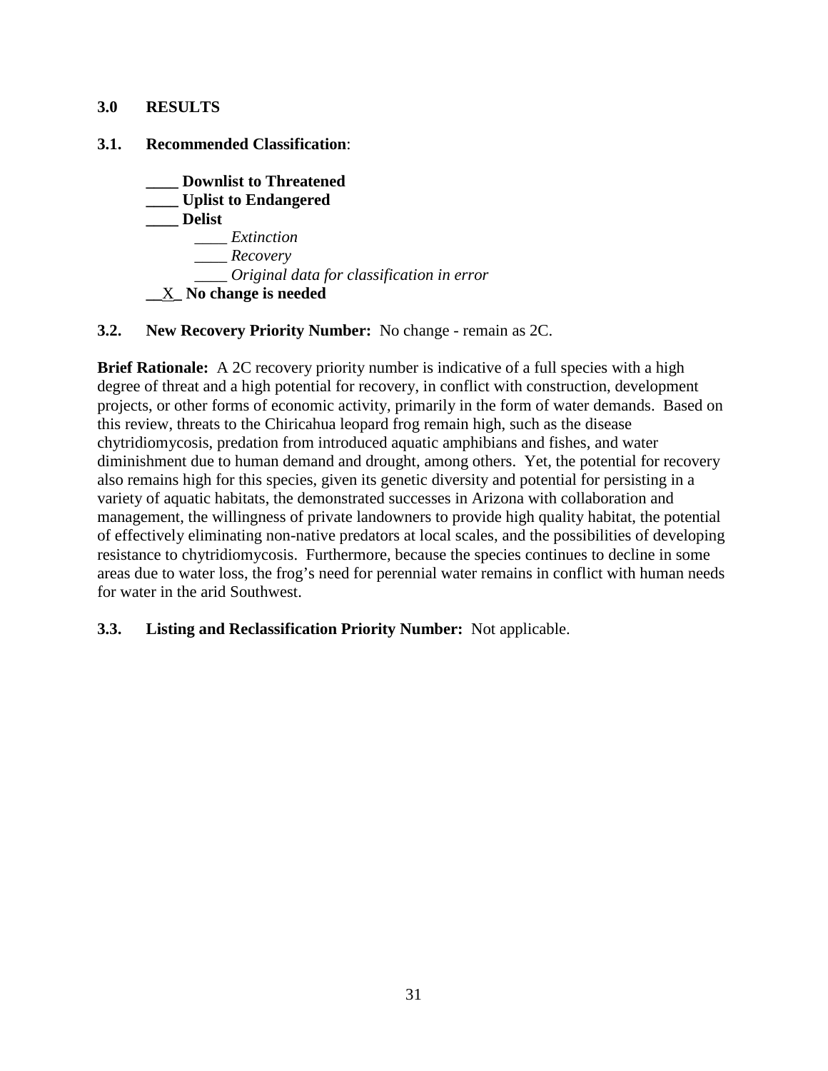## 3.0 RESULTS

### 3.1. Recommended Classification:

**____ Downlist to Threatened**
**____ Uplist to Endangered**
**____ Delist**
&nbsp;&nbsp;&nbsp;&nbsp;____ *Extinction*
&nbsp;&nbsp;&nbsp;&nbsp;____ *Recovery*
&nbsp;&nbsp;&nbsp;&nbsp;____ *Original data for classification in error*
__X_ **No change is needed**

### 3.2. New Recovery Priority Number: No change - remain as 2C.

**Brief Rationale:** A 2C recovery priority number is indicative of a full species with a high degree of threat and a high potential for recovery, in conflict with construction, development projects, or other forms of economic activity, primarily in the form of water demands. Based on this review, threats to the Chiricahua leopard frog remain high, such as the disease chytridiomycosis, predation from introduced aquatic amphibians and fishes, and water diminishment due to human demand and drought, among others. Yet, the potential for recovery also remains high for this species, given its genetic diversity and potential for persisting in a variety of aquatic habitats, the demonstrated successes in Arizona with collaboration and management, the willingness of private landowners to provide high quality habitat, the potential of effectively eliminating non-native predators at local scales, and the possibilities of developing resistance to chytridiomycosis. Furthermore, because the species continues to decline in some areas due to water loss, the frog's need for perennial water remains in conflict with human needs for water in the arid Southwest.

### 3.3. Listing and Reclassification Priority Number: Not applicable.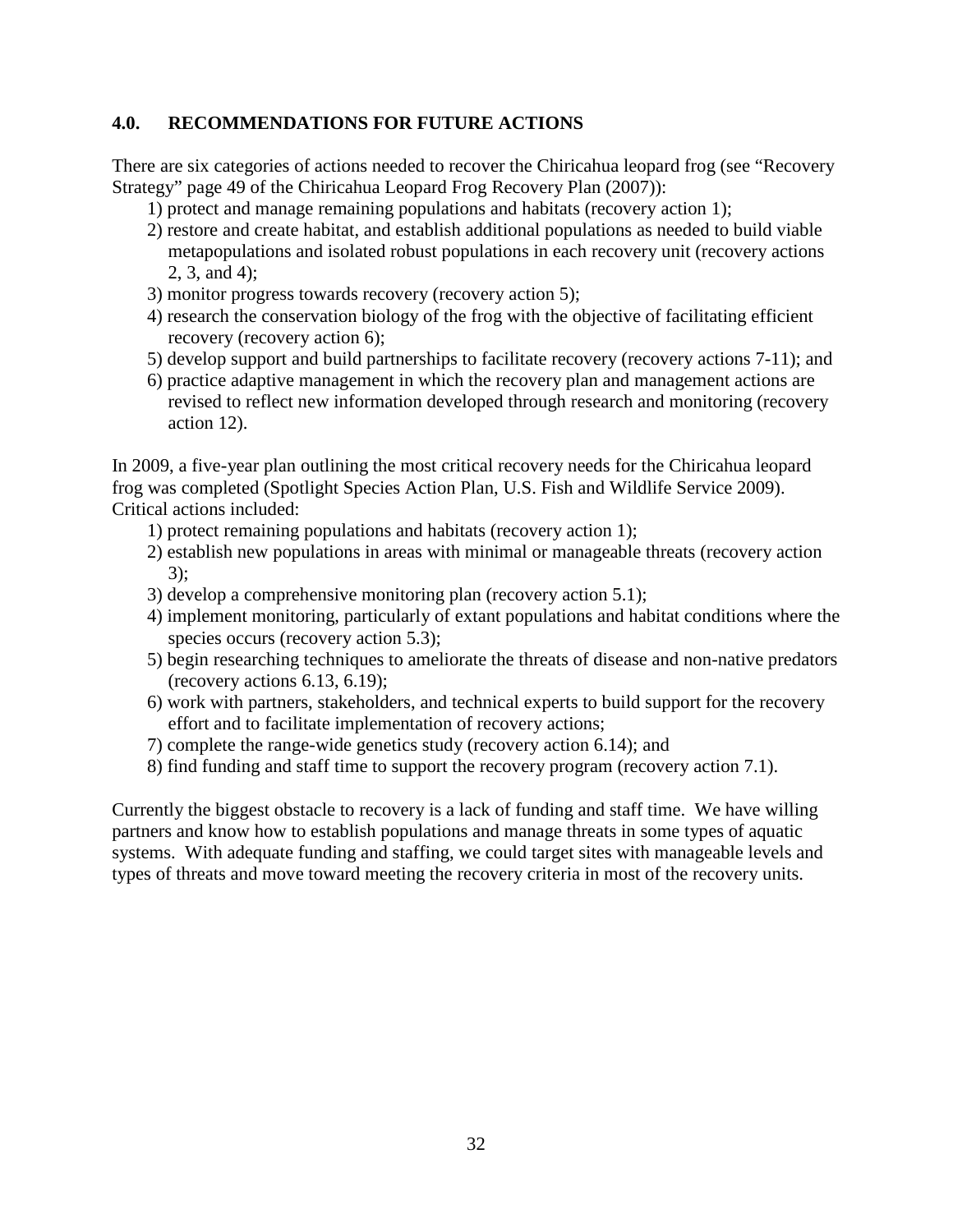## 4.0. RECOMMENDATIONS FOR FUTURE ACTIONS

There are six categories of actions needed to recover the Chiricahua leopard frog (see "Recovery Strategy" page 49 of the Chiricahua Leopard Frog Recovery Plan (2007)):

1) protect and manage remaining populations and habitats (recovery action 1);
2) restore and create habitat, and establish additional populations as needed to build viable metapopulations and isolated robust populations in each recovery unit (recovery actions 2, 3, and 4);
3) monitor progress towards recovery (recovery action 5);
4) research the conservation biology of the frog with the objective of facilitating efficient recovery (recovery action 6);
5) develop support and build partnerships to facilitate recovery (recovery actions 7-11); and
6) practice adaptive management in which the recovery plan and management actions are revised to reflect new information developed through research and monitoring (recovery action 12).

In 2009, a five-year plan outlining the most critical recovery needs for the Chiricahua leopard frog was completed (Spotlight Species Action Plan, U.S. Fish and Wildlife Service 2009). Critical actions included:

1) protect remaining populations and habitats (recovery action 1);
2) establish new populations in areas with minimal or manageable threats (recovery action 3);
3) develop a comprehensive monitoring plan (recovery action 5.1);
4) implement monitoring, particularly of extant populations and habitat conditions where the species occurs (recovery action 5.3);
5) begin researching techniques to ameliorate the threats of disease and non-native predators (recovery actions 6.13, 6.19);
6) work with partners, stakeholders, and technical experts to build support for the recovery effort and to facilitate implementation of recovery actions;
7) complete the range-wide genetics study (recovery action 6.14); and
8) find funding and staff time to support the recovery program (recovery action 7.1).

Currently the biggest obstacle to recovery is a lack of funding and staff time. We have willing partners and know how to establish populations and manage threats in some types of aquatic systems. With adequate funding and staffing, we could target sites with manageable levels and types of threats and move toward meeting the recovery criteria in most of the recovery units.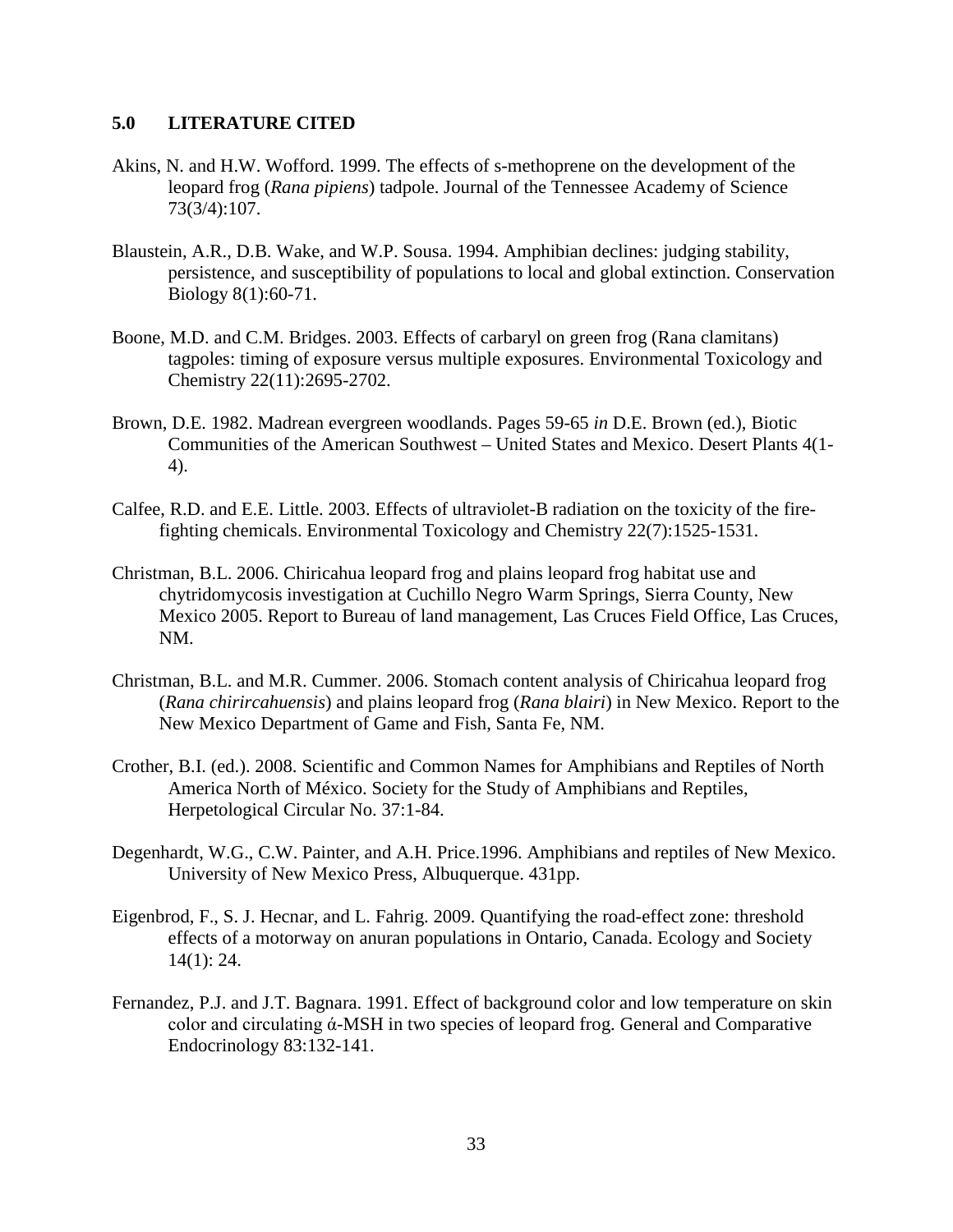## 5.0 LITERATURE CITED

Akins, N. and H.W. Wofford. 1999. The effects of s-methoprene on the development of the leopard frog (*Rana pipiens*) tadpole. Journal of the Tennessee Academy of Science 73(3/4):107.

Blaustein, A.R., D.B. Wake, and W.P. Sousa. 1994. Amphibian declines: judging stability, persistence, and susceptibility of populations to local and global extinction. Conservation Biology 8(1):60-71.

Boone, M.D. and C.M. Bridges. 2003. Effects of carbaryl on green frog (Rana clamitans) tagpoles: timing of exposure versus multiple exposures. Environmental Toxicology and Chemistry 22(11):2695-2702.

Brown, D.E. 1982. Madrean evergreen woodlands. Pages 59-65 *in* D.E. Brown (ed.), Biotic Communities of the American Southwest – United States and Mexico. Desert Plants 4(1-4).

Calfee, R.D. and E.E. Little. 2003. Effects of ultraviolet-B radiation on the toxicity of the fire-fighting chemicals. Environmental Toxicology and Chemistry 22(7):1525-1531.

Christman, B.L. 2006. Chiricahua leopard frog and plains leopard frog habitat use and chytridomycosis investigation at Cuchillo Negro Warm Springs, Sierra County, New Mexico 2005. Report to Bureau of land management, Las Cruces Field Office, Las Cruces, NM.

Christman, B.L. and M.R. Cummer. 2006. Stomach content analysis of Chiricahua leopard frog (*Rana chirircahuensis*) and plains leopard frog (*Rana blairi*) in New Mexico. Report to the New Mexico Department of Game and Fish, Santa Fe, NM.

Crother, B.I. (ed.). 2008. Scientific and Common Names for Amphibians and Reptiles of North America North of México. Society for the Study of Amphibians and Reptiles, Herpetological Circular No. 37:1-84.

Degenhardt, W.G., C.W. Painter, and A.H. Price.1996. Amphibians and reptiles of New Mexico. University of New Mexico Press, Albuquerque. 431pp.

Eigenbrod, F., S. J. Hecnar, and L. Fahrig. 2009. Quantifying the road-effect zone: threshold effects of a motorway on anuran populations in Ontario, Canada. Ecology and Society 14(1): 24.

Fernandez, P.J. and J.T. Bagnara. 1991. Effect of background color and low temperature on skin color and circulating ά-MSH in two species of leopard frog. General and Comparative Endocrinology 83:132-141.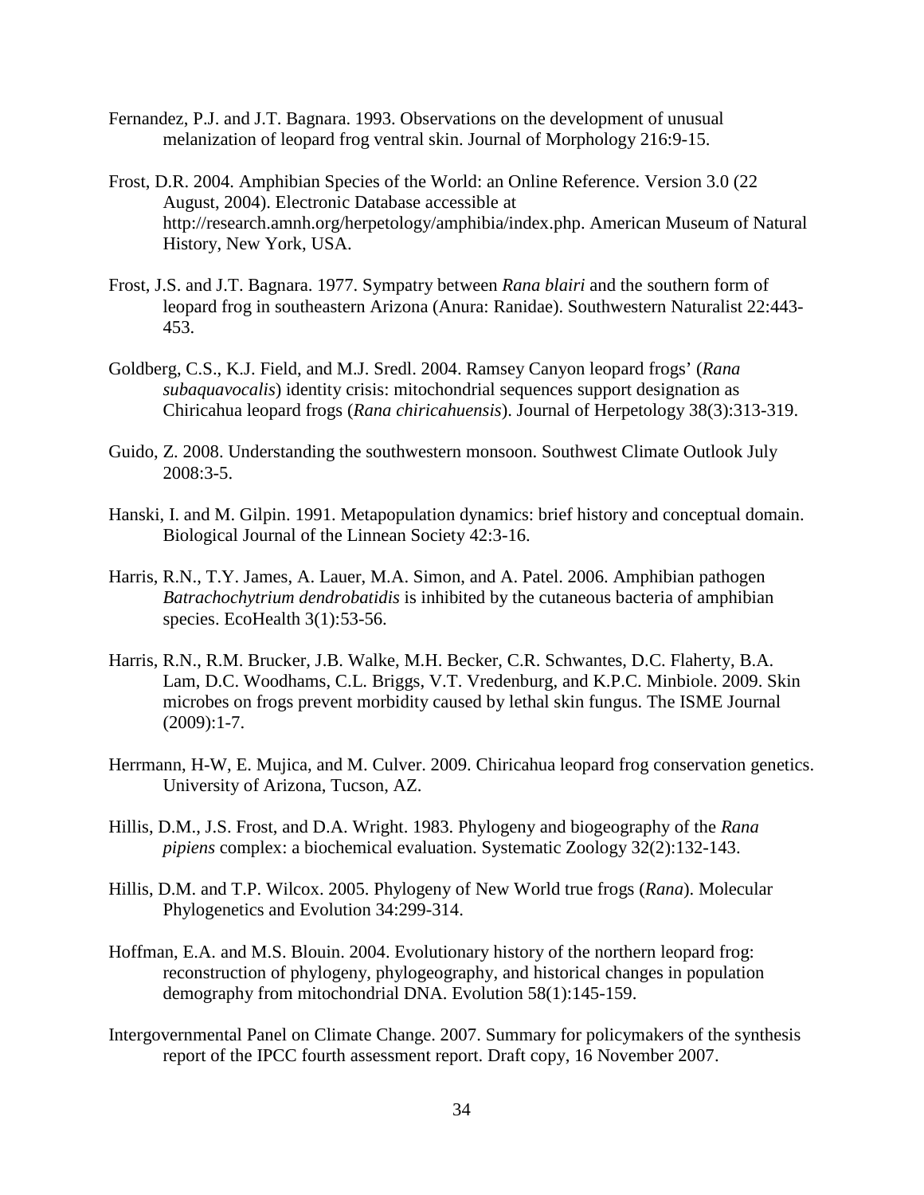Fernandez, P.J. and J.T. Bagnara. 1993. Observations on the development of unusual melanization of leopard frog ventral skin. Journal of Morphology 216:9-15.

Frost, D.R. 2004. Amphibian Species of the World: an Online Reference. Version 3.0 (22 August, 2004). Electronic Database accessible at http://research.amnh.org/herpetology/amphibia/index.php. American Museum of Natural History, New York, USA.

Frost, J.S. and J.T. Bagnara. 1977. Sympatry between *Rana blairi* and the southern form of leopard frog in southeastern Arizona (Anura: Ranidae). Southwestern Naturalist 22:443-453.

Goldberg, C.S., K.J. Field, and M.J. Sredl. 2004. Ramsey Canyon leopard frogs' (*Rana subaquavocalis*) identity crisis: mitochondrial sequences support designation as Chiricahua leopard frogs (*Rana chiricahuensis*). Journal of Herpetology 38(3):313-319.

Guido, Z. 2008. Understanding the southwestern monsoon. Southwest Climate Outlook July 2008:3-5.

Hanski, I. and M. Gilpin. 1991. Metapopulation dynamics: brief history and conceptual domain. Biological Journal of the Linnean Society 42:3-16.

Harris, R.N., T.Y. James, A. Lauer, M.A. Simon, and A. Patel. 2006. Amphibian pathogen *Batrachochytrium dendrobatidis* is inhibited by the cutaneous bacteria of amphibian species. EcoHealth 3(1):53-56.

Harris, R.N., R.M. Brucker, J.B. Walke, M.H. Becker, C.R. Schwantes, D.C. Flaherty, B.A. Lam, D.C. Woodhams, C.L. Briggs, V.T. Vredenburg, and K.P.C. Minbiole. 2009. Skin microbes on frogs prevent morbidity caused by lethal skin fungus. The ISME Journal (2009):1-7.

Herrmann, H-W, E. Mujica, and M. Culver. 2009. Chiricahua leopard frog conservation genetics. University of Arizona, Tucson, AZ.

Hillis, D.M., J.S. Frost, and D.A. Wright. 1983. Phylogeny and biogeography of the *Rana pipiens* complex: a biochemical evaluation. Systematic Zoology 32(2):132-143.

Hillis, D.M. and T.P. Wilcox. 2005. Phylogeny of New World true frogs (*Rana*). Molecular Phylogenetics and Evolution 34:299-314.

Hoffman, E.A. and M.S. Blouin. 2004. Evolutionary history of the northern leopard frog: reconstruction of phylogeny, phylogeography, and historical changes in population demography from mitochondrial DNA. Evolution 58(1):145-159.

Intergovernmental Panel on Climate Change. 2007. Summary for policymakers of the synthesis report of the IPCC fourth assessment report. Draft copy, 16 November 2007.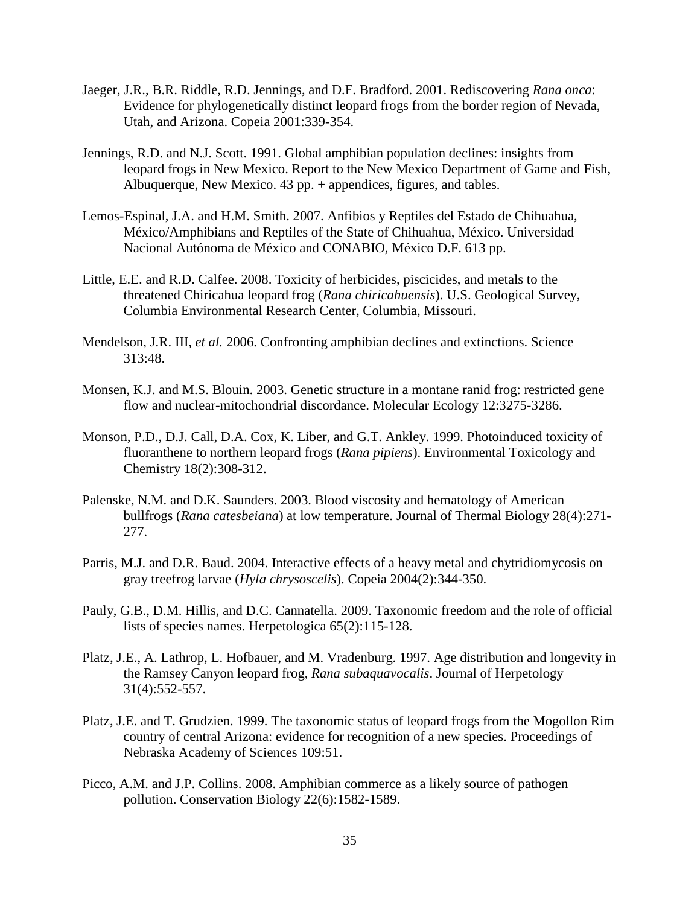Jaeger, J.R., B.R. Riddle, R.D. Jennings, and D.F. Bradford. 2001. Rediscovering *Rana onca*: Evidence for phylogenetically distinct leopard frogs from the border region of Nevada, Utah, and Arizona. Copeia 2001:339-354.

Jennings, R.D. and N.J. Scott. 1991. Global amphibian population declines: insights from leopard frogs in New Mexico. Report to the New Mexico Department of Game and Fish, Albuquerque, New Mexico. 43 pp. + appendices, figures, and tables.

Lemos-Espinal, J.A. and H.M. Smith. 2007. Anfibios y Reptiles del Estado de Chihuahua, México/Amphibians and Reptiles of the State of Chihuahua, México. Universidad Nacional Autónoma de México and CONABIO, México D.F. 613 pp.

Little, E.E. and R.D. Calfee. 2008. Toxicity of herbicides, piscicides, and metals to the threatened Chiricahua leopard frog (*Rana chiricahuensis*). U.S. Geological Survey, Columbia Environmental Research Center, Columbia, Missouri.

Mendelson, J.R. III, *et al.* 2006. Confronting amphibian declines and extinctions. Science 313:48.

Monsen, K.J. and M.S. Blouin. 2003. Genetic structure in a montane ranid frog: restricted gene flow and nuclear-mitochondrial discordance. Molecular Ecology 12:3275-3286.

Monson, P.D., D.J. Call, D.A. Cox, K. Liber, and G.T. Ankley. 1999. Photoinduced toxicity of fluoranthene to northern leopard frogs (*Rana pipiens*). Environmental Toxicology and Chemistry 18(2):308-312.

Palenske, N.M. and D.K. Saunders. 2003. Blood viscosity and hematology of American bullfrogs (*Rana catesbeiana*) at low temperature. Journal of Thermal Biology 28(4):271-277.

Parris, M.J. and D.R. Baud. 2004. Interactive effects of a heavy metal and chytridiomycosis on gray treefrog larvae (*Hyla chrysoscelis*). Copeia 2004(2):344-350.

Pauly, G.B., D.M. Hillis, and D.C. Cannatella. 2009. Taxonomic freedom and the role of official lists of species names. Herpetologica 65(2):115-128.

Platz, J.E., A. Lathrop, L. Hofbauer, and M. Vradenburg. 1997. Age distribution and longevity in the Ramsey Canyon leopard frog, *Rana subaquavocalis*. Journal of Herpetology 31(4):552-557.

Platz, J.E. and T. Grudzien. 1999. The taxonomic status of leopard frogs from the Mogollon Rim country of central Arizona: evidence for recognition of a new species. Proceedings of Nebraska Academy of Sciences 109:51.

Picco, A.M. and J.P. Collins. 2008. Amphibian commerce as a likely source of pathogen pollution. Conservation Biology 22(6):1582-1589.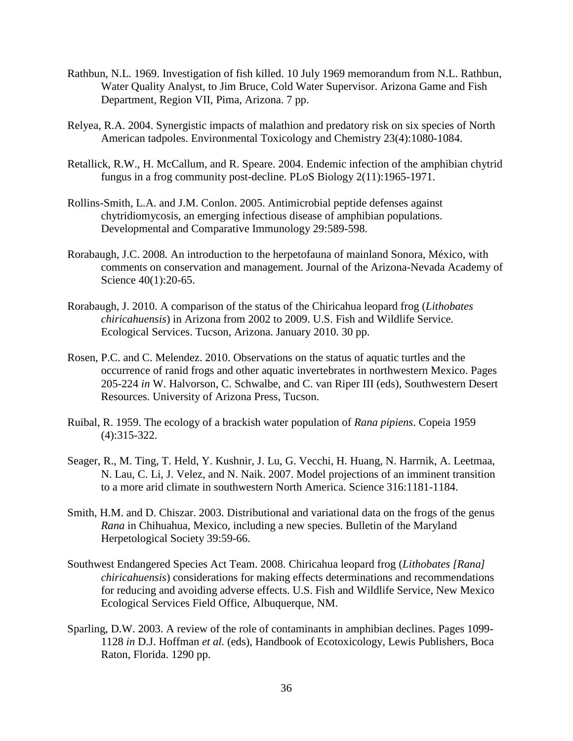Rathbun, N.L. 1969. Investigation of fish killed. 10 July 1969 memorandum from N.L. Rathbun, Water Quality Analyst, to Jim Bruce, Cold Water Supervisor. Arizona Game and Fish Department, Region VII, Pima, Arizona. 7 pp.

Relyea, R.A. 2004. Synergistic impacts of malathion and predatory risk on six species of North American tadpoles. Environmental Toxicology and Chemistry 23(4):1080-1084.

Retallick, R.W., H. McCallum, and R. Speare. 2004. Endemic infection of the amphibian chytrid fungus in a frog community post-decline. PLoS Biology 2(11):1965-1971.

Rollins-Smith, L.A. and J.M. Conlon. 2005. Antimicrobial peptide defenses against chytridiomycosis, an emerging infectious disease of amphibian populations. Developmental and Comparative Immunology 29:589-598.

Rorabaugh, J.C. 2008. An introduction to the herpetofauna of mainland Sonora, México, with comments on conservation and management. Journal of the Arizona-Nevada Academy of Science 40(1):20-65.

Rorabaugh, J. 2010. A comparison of the status of the Chiricahua leopard frog (*Lithobates chiricahuensis*) in Arizona from 2002 to 2009. U.S. Fish and Wildlife Service. Ecological Services. Tucson, Arizona. January 2010. 30 pp.

Rosen, P.C. and C. Melendez. 2010. Observations on the status of aquatic turtles and the occurrence of ranid frogs and other aquatic invertebrates in northwestern Mexico. Pages 205-224 *in* W. Halvorson, C. Schwalbe, and C. van Riper III (eds), Southwestern Desert Resources. University of Arizona Press, Tucson.

Ruibal, R. 1959. The ecology of a brackish water population of *Rana pipiens*. Copeia 1959 (4):315-322.

Seager, R., M. Ting, T. Held, Y. Kushnir, J. Lu, G. Vecchi, H. Huang, N. Harrnik, A. Leetmaa, N. Lau, C. Li, J. Velez, and N. Naik. 2007. Model projections of an imminent transition to a more arid climate in southwestern North America. Science 316:1181-1184.

Smith, H.M. and D. Chiszar. 2003. Distributional and variational data on the frogs of the genus *Rana* in Chihuahua, Mexico, including a new species. Bulletin of the Maryland Herpetological Society 39:59-66.

Southwest Endangered Species Act Team. 2008. Chiricahua leopard frog (*Lithobates [Rana] chiricahuensis*) considerations for making effects determinations and recommendations for reducing and avoiding adverse effects. U.S. Fish and Wildlife Service, New Mexico Ecological Services Field Office, Albuquerque, NM.

Sparling, D.W. 2003. A review of the role of contaminants in amphibian declines. Pages 1099-1128 *in* D.J. Hoffman *et al.* (eds), Handbook of Ecotoxicology, Lewis Publishers, Boca Raton, Florida. 1290 pp.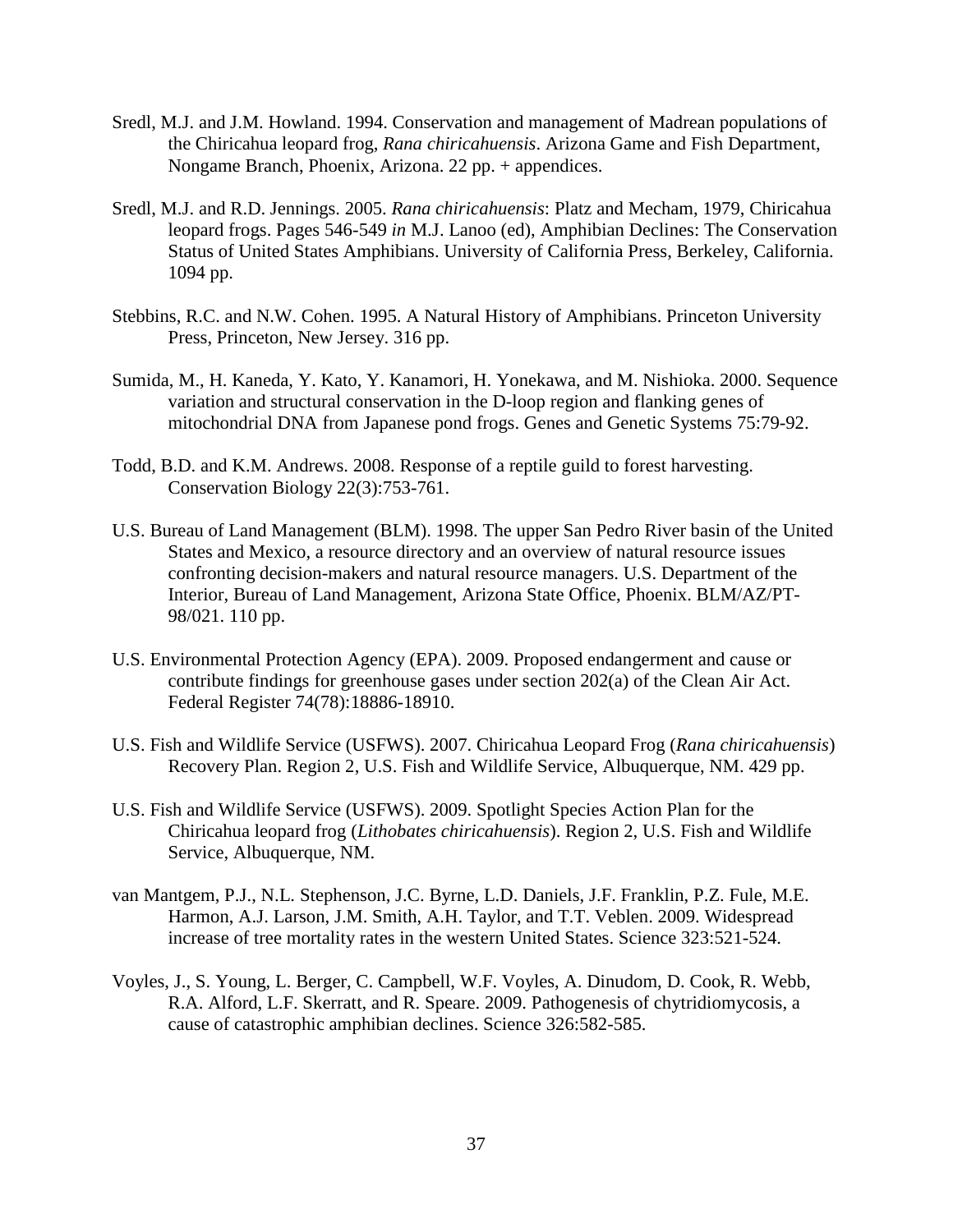Sredl, M.J. and J.M. Howland. 1994. Conservation and management of Madrean populations of the Chiricahua leopard frog, *Rana chiricahuensis*. Arizona Game and Fish Department, Nongame Branch, Phoenix, Arizona. 22 pp. + appendices.

Sredl, M.J. and R.D. Jennings. 2005. *Rana chiricahuensis*: Platz and Mecham, 1979, Chiricahua leopard frogs. Pages 546-549 *in* M.J. Lanoo (ed), Amphibian Declines: The Conservation Status of United States Amphibians. University of California Press, Berkeley, California. 1094 pp.

Stebbins, R.C. and N.W. Cohen. 1995. A Natural History of Amphibians. Princeton University Press, Princeton, New Jersey. 316 pp.

Sumida, M., H. Kaneda, Y. Kato, Y. Kanamori, H. Yonekawa, and M. Nishioka. 2000. Sequence variation and structural conservation in the D-loop region and flanking genes of mitochondrial DNA from Japanese pond frogs. Genes and Genetic Systems 75:79-92.

Todd, B.D. and K.M. Andrews. 2008. Response of a reptile guild to forest harvesting. Conservation Biology 22(3):753-761.

U.S. Bureau of Land Management (BLM). 1998. The upper San Pedro River basin of the United States and Mexico, a resource directory and an overview of natural resource issues confronting decision-makers and natural resource managers. U.S. Department of the Interior, Bureau of Land Management, Arizona State Office, Phoenix. BLM/AZ/PT-98/021. 110 pp.

U.S. Environmental Protection Agency (EPA). 2009. Proposed endangerment and cause or contribute findings for greenhouse gases under section 202(a) of the Clean Air Act. Federal Register 74(78):18886-18910.

U.S. Fish and Wildlife Service (USFWS). 2007. Chiricahua Leopard Frog (*Rana chiricahuensis*) Recovery Plan. Region 2, U.S. Fish and Wildlife Service, Albuquerque, NM. 429 pp.

U.S. Fish and Wildlife Service (USFWS). 2009. Spotlight Species Action Plan for the Chiricahua leopard frog (*Lithobates chiricahuensis*). Region 2, U.S. Fish and Wildlife Service, Albuquerque, NM.

van Mantgem, P.J., N.L. Stephenson, J.C. Byrne, L.D. Daniels, J.F. Franklin, P.Z. Fule, M.E. Harmon, A.J. Larson, J.M. Smith, A.H. Taylor, and T.T. Veblen. 2009. Widespread increase of tree mortality rates in the western United States. Science 323:521-524.

Voyles, J., S. Young, L. Berger, C. Campbell, W.F. Voyles, A. Dinudom, D. Cook, R. Webb, R.A. Alford, L.F. Skerratt, and R. Speare. 2009. Pathogenesis of chytridiomycosis, a cause of catastrophic amphibian declines. Science 326:582-585.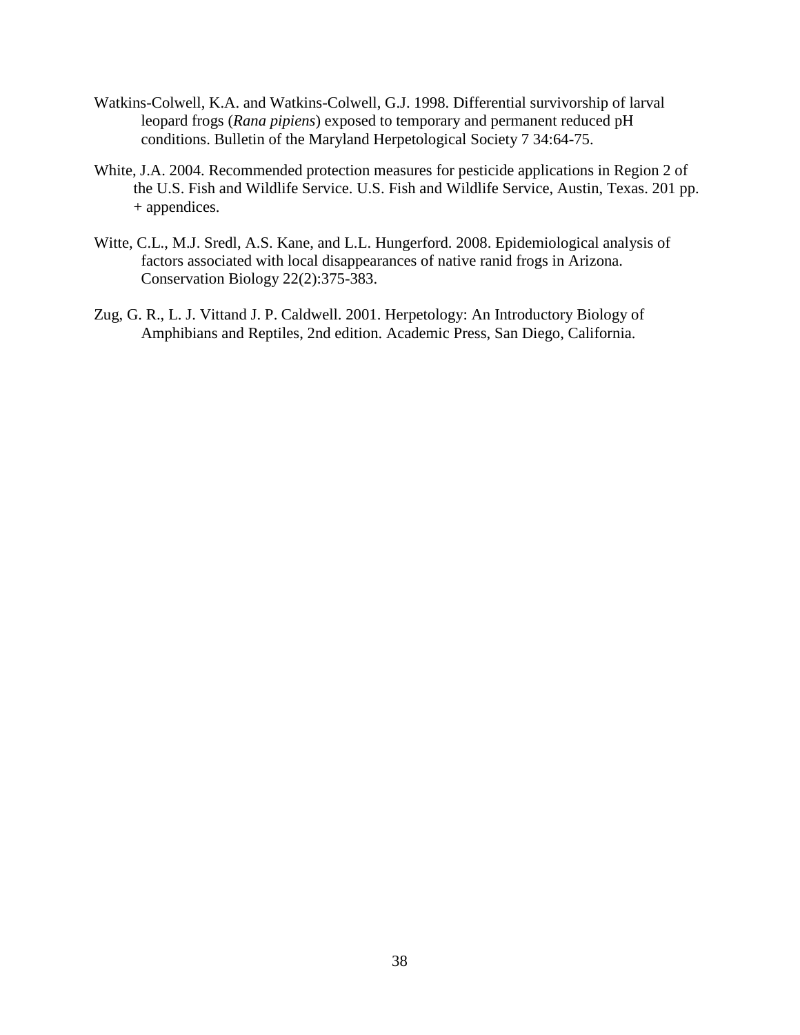Watkins-Colwell, K.A. and Watkins-Colwell, G.J. 1998. Differential survivorship of larval leopard frogs (*Rana pipiens*) exposed to temporary and permanent reduced pH conditions. Bulletin of the Maryland Herpetological Society 7 34:64-75.

White, J.A. 2004. Recommended protection measures for pesticide applications in Region 2 of the U.S. Fish and Wildlife Service. U.S. Fish and Wildlife Service, Austin, Texas. 201 pp. + appendices.

Witte, C.L., M.J. Sredl, A.S. Kane, and L.L. Hungerford. 2008. Epidemiological analysis of factors associated with local disappearances of native ranid frogs in Arizona. Conservation Biology 22(2):375-383.

Zug, G. R., L. J. Vittand J. P. Caldwell. 2001. Herpetology: An Introductory Biology of Amphibians and Reptiles, 2nd edition. Academic Press, San Diego, California.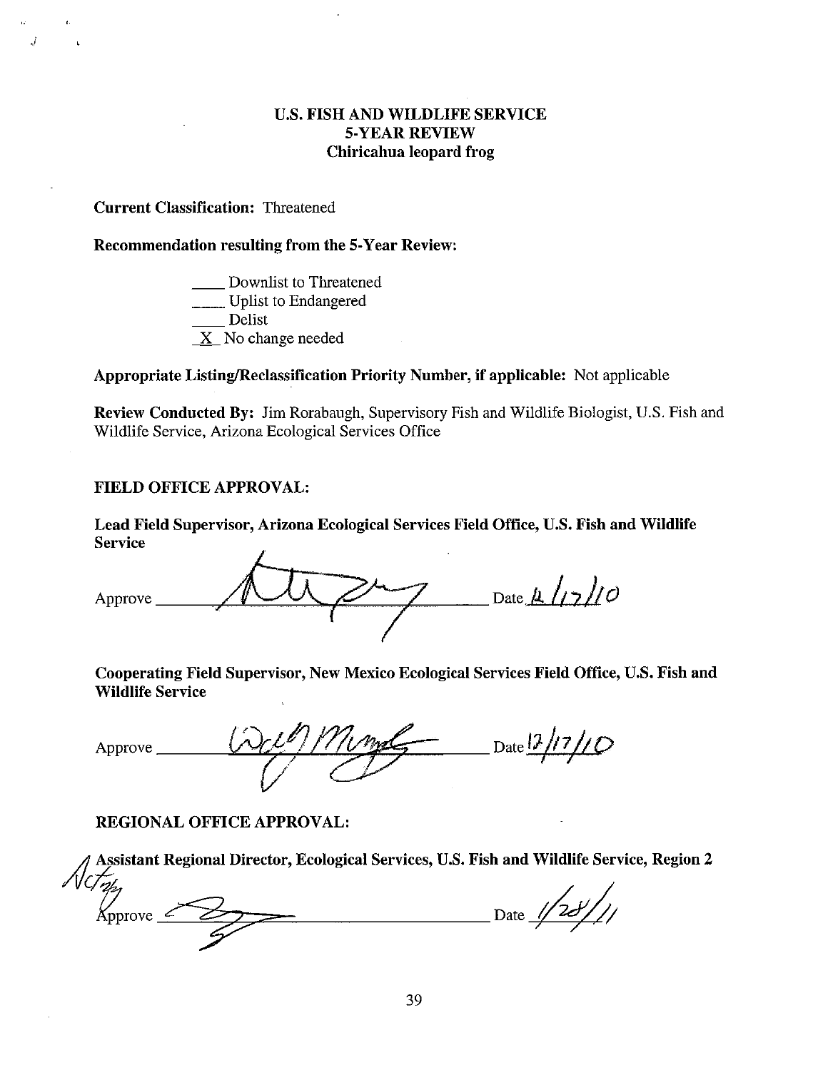**U.S. FISH AND WILDLIFE SERVICE**
**5-YEAR REVIEW**
**Chiricahua leopard frog**

**Current Classification:** Threatened

**Recommendation resulting from the 5-Year Review:**

____ Downlist to Threatened
____ Uplist to Endangered
____ Delist
_X_ No change needed

**Appropriate Listing/Reclassification Priority Number, if applicable:** Not applicable

**Review Conducted By:** Jim Rorabaugh, Supervisory Fish and Wildlife Biologist, U.S. Fish and Wildlife Service, Arizona Ecological Services Office

**FIELD OFFICE APPROVAL:**

**Lead Field Supervisor, Arizona Ecological Services Field Office, U.S. Fish and Wildlife Service**

Approve ______________________ Date 12/17/10

**Cooperating Field Supervisor, New Mexico Ecological Services Field Office, U.S. Fish and Wildlife Service**

Approve ______________________ Date 12/17/10

**REGIONAL OFFICE APPROVAL:**

Acting **Assistant Regional Director, Ecological Services, U.S. Fish and Wildlife Service, Region 2**

Approve ______________________ Date 1/28/11